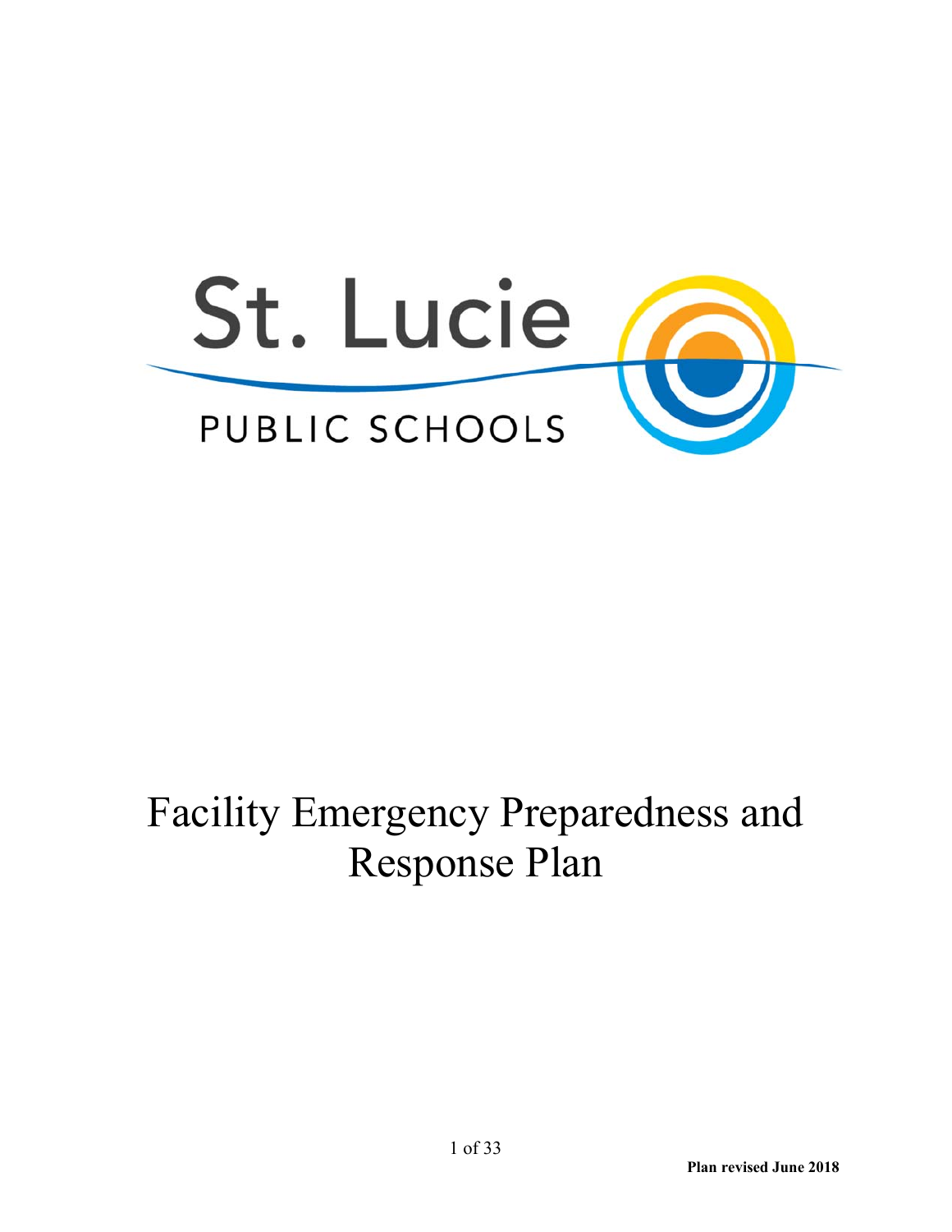St. Lucie

PUBLIC SCHOOLS

# Facility Emergency Preparedness and Response Plan

**Plan revised June 2018**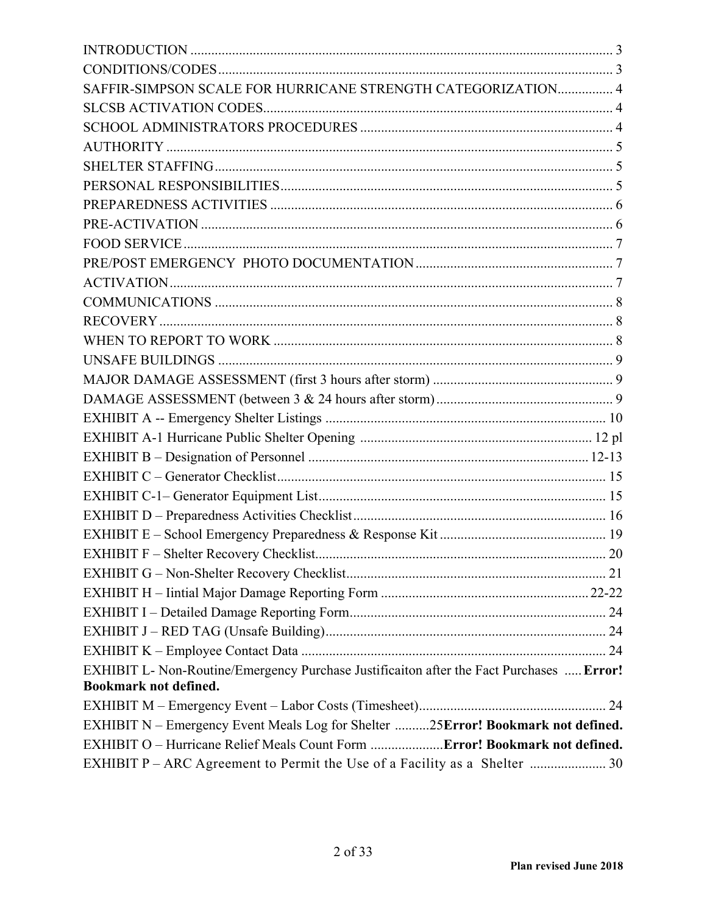INTRODUCTION ........................................................................................................................ 3
CONDITIONS/CODES................................................................................................................. 3
SAFFIR-SIMPSON SCALE FOR HURRICANE STRENGTH CATEGORIZATION................ 4
SLCSB ACTIVATION CODES.................................................................................................... 4
SCHOOL ADMINISTRATORS PROCEDURES ........................................................................ 4
AUTHORITY ................................................................................................................................ 5
SHELTER STAFFING.................................................................................................................. 5
PERSONAL RESPONSIBILITIES............................................................................................... 5
PREPAREDNESS ACTIVITIES .................................................................................................. 6
PRE-ACTIVATION ...................................................................................................................... 6
FOOD SERVICE........................................................................................................................... 7
PRE/POST EMERGENCY PHOTO DOCUMENTATION......................................................... 7
ACTIVATION............................................................................................................................... 7
COMMUNICATIONS .................................................................................................................. 8
RECOVERY.................................................................................................................................. 8
WHEN TO REPORT TO WORK ................................................................................................. 8
UNSAFE BUILDINGS ................................................................................................................. 9
MAJOR DAMAGE ASSESSMENT (first 3 hours after storm) .................................................... 9
DAMAGE ASSESSMENT (between 3 & 24 hours after storm).................................................. 9
EXHIBIT A -- Emergency Shelter Listings ................................................................................ 10
EXHIBIT A-1 Hurricane Public Shelter Opening .................................................................. 12 pl
EXHIBIT B – Designation of Personnel ................................................................................. 12-13
EXHIBIT C – Generator Checklist.............................................................................................. 15
EXHIBIT C-1– Generator Equipment List.................................................................................. 15
EXHIBIT D – Preparedness Activities Checklist........................................................................ 16
EXHIBIT E – School Emergency Preparedness & Response Kit ............................................... 19
EXHIBIT F – Shelter Recovery Checklist................................................................................... 20
EXHIBIT G – Non-Shelter Recovery Checklist.......................................................................... 21
EXHIBIT H – Iintial Major Damage Reporting Form ............................................................ 22-22
EXHIBIT I – Detailed Damage Reporting Form......................................................................... 24
EXHIBIT J – RED TAG (Unsafe Building)................................................................................ 24
EXHIBIT K – Employee Contact Data ....................................................................................... 24
EXHIBIT L- Non-Routine/Emergency Purchase Justificaiton after the Fact Purchases ..... **Error! Bookmark not defined.**
EXHIBIT M – Emergency Event – Labor Costs (Timesheet)..................................................... 24
EXHIBIT N – Emergency Event Meals Log for Shelter ..........25**Error! Bookmark not defined.**
EXHIBIT O – Hurricane Relief Meals Count Form .....................**Error! Bookmark not defined.**
EXHIBIT P – ARC Agreement to Permit the Use of a Facility as a Shelter ..................... 30

**Plan revised June 2018**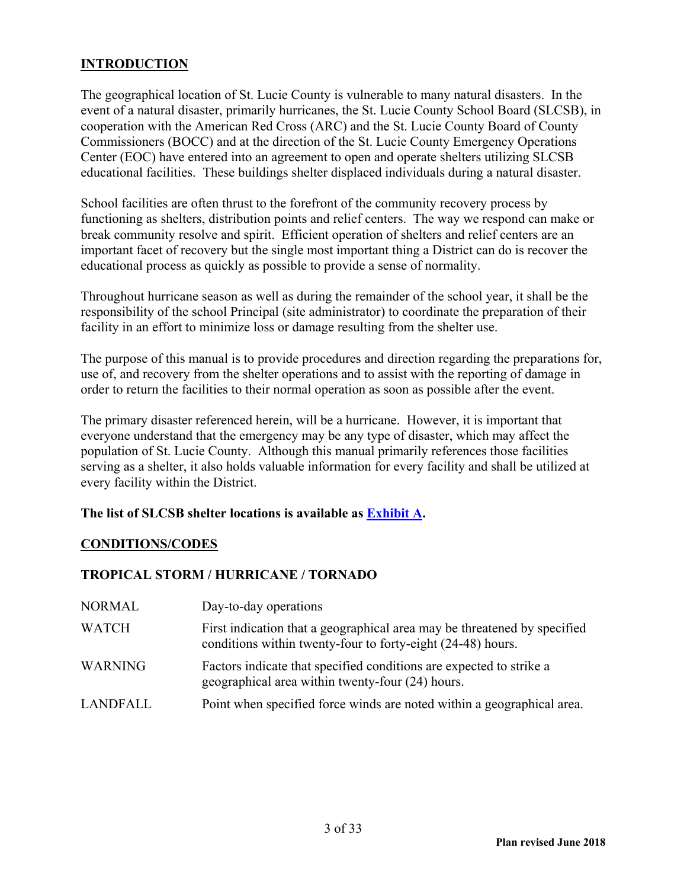## INTRODUCTION

The geographical location of St. Lucie County is vulnerable to many natural disasters. In the event of a natural disaster, primarily hurricanes, the St. Lucie County School Board (SLCSB), in cooperation with the American Red Cross (ARC) and the St. Lucie County Board of County Commissioners (BOCC) and at the direction of the St. Lucie County Emergency Operations Center (EOC) have entered into an agreement to open and operate shelters utilizing SLCSB educational facilities. These buildings shelter displaced individuals during a natural disaster.

School facilities are often thrust to the forefront of the community recovery process by functioning as shelters, distribution points and relief centers. The way we respond can make or break community resolve and spirit. Efficient operation of shelters and relief centers are an important facet of recovery but the single most important thing a District can do is recover the educational process as quickly as possible to provide a sense of normality.

Throughout hurricane season as well as during the remainder of the school year, it shall be the responsibility of the school Principal (site administrator) to coordinate the preparation of their facility in an effort to minimize loss or damage resulting from the shelter use.

The purpose of this manual is to provide procedures and direction regarding the preparations for, use of, and recovery from the shelter operations and to assist with the reporting of damage in order to return the facilities to their normal operation as soon as possible after the event.

The primary disaster referenced herein, will be a hurricane. However, it is important that everyone understand that the emergency may be any type of disaster, which may affect the population of St. Lucie County. Although this manual primarily references those facilities serving as a shelter, it also holds valuable information for every facility and shall be utilized at every facility within the District.

**The list of SLCSB shelter locations is available as Exhibit A.**

## CONDITIONS/CODES

### TROPICAL STORM / HURRICANE / TORNADO

| | |
|---|---|
| NORMAL | Day-to-day operations |
| WATCH | First indication that a geographical area may be threatened by specified conditions within twenty-four to forty-eight (24-48) hours. |
| WARNING | Factors indicate that specified conditions are expected to strike a geographical area within twenty-four (24) hours. |
| LANDFALL | Point when specified force winds are noted within a geographical area. |

Plan revised June 2018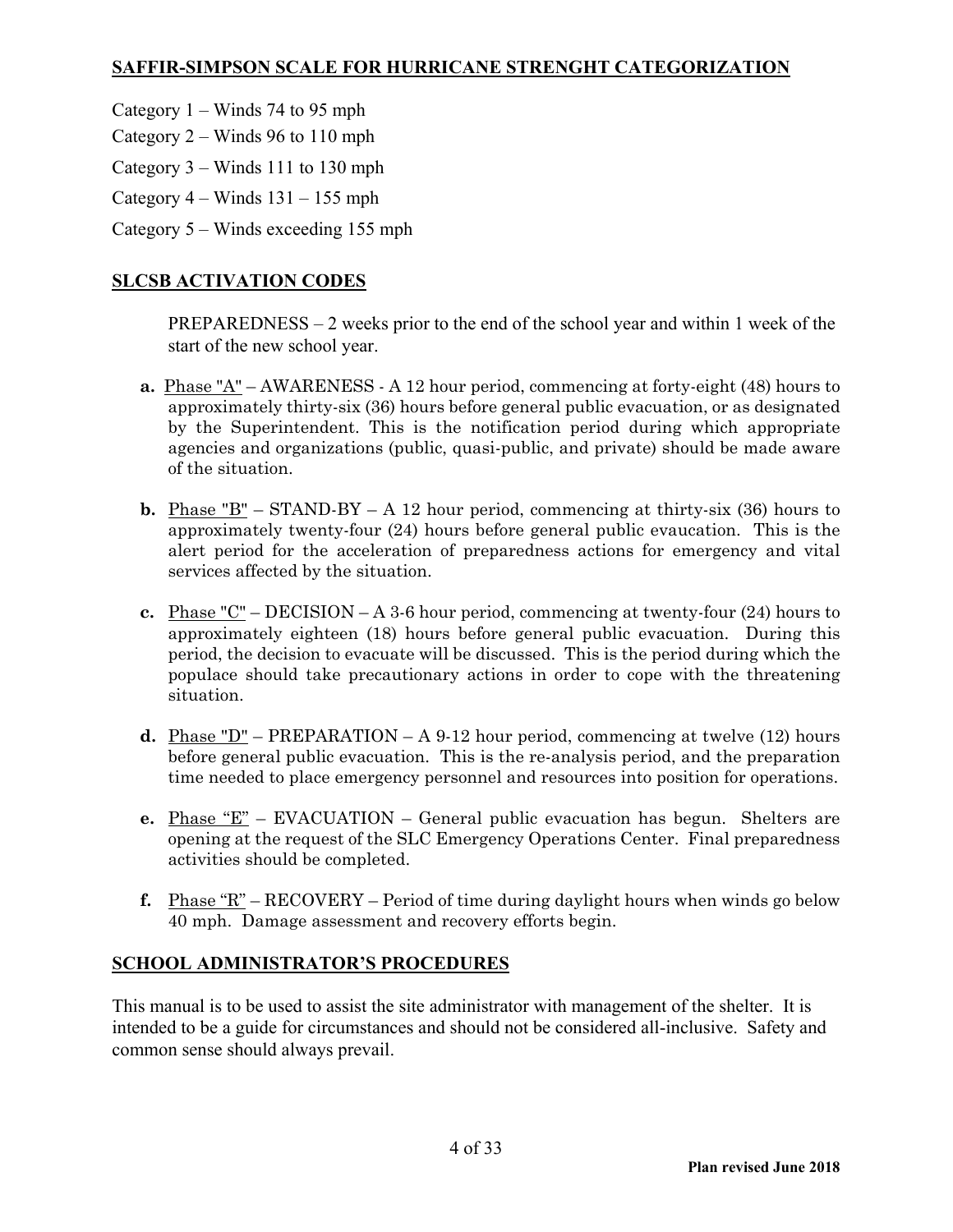## SAFFIR-SIMPSON SCALE FOR HURRICANE STRENGHT CATEGORIZATION

Category 1 – Winds 74 to 95 mph

Category 2 – Winds 96 to 110 mph

Category 3 – Winds 111 to 130 mph

Category 4 – Winds 131 – 155 mph

Category 5 – Winds exceeding 155 mph

## SLCSB ACTIVATION CODES

PREPAREDNESS – 2 weeks prior to the end of the school year and within 1 week of the start of the new school year.

**a.** Phase "A" – AWARENESS - A 12 hour period, commencing at forty-eight (48) hours to approximately thirty-six (36) hours before general public evacuation, or as designated by the Superintendent. This is the notification period during which appropriate agencies and organizations (public, quasi-public, and private) should be made aware of the situation.

**b.** Phase "B" – STAND-BY – A 12 hour period, commencing at thirty-six (36) hours to approximately twenty-four (24) hours before general public evaucation. This is the alert period for the acceleration of preparedness actions for emergency and vital services affected by the situation.

**c.** Phase "C" – DECISION – A 3-6 hour period, commencing at twenty-four (24) hours to approximately eighteen (18) hours before general public evacuation. During this period, the decision to evacuate will be discussed. This is the period during which the populace should take precautionary actions in order to cope with the threatening situation.

**d.** Phase "D" – PREPARATION – A 9-12 hour period, commencing at twelve (12) hours before general public evacuation. This is the re-analysis period, and the preparation time needed to place emergency personnel and resources into position for operations.

**e.** Phase "E" – EVACUATION – General public evacuation has begun. Shelters are opening at the request of the SLC Emergency Operations Center. Final preparedness activities should be completed.

**f.** Phase "R" – RECOVERY – Period of time during daylight hours when winds go below 40 mph. Damage assessment and recovery efforts begin.

## SCHOOL ADMINISTRATOR'S PROCEDURES

This manual is to be used to assist the site administrator with management of the shelter. It is intended to be a guide for circumstances and should not be considered all-inclusive. Safety and common sense should always prevail.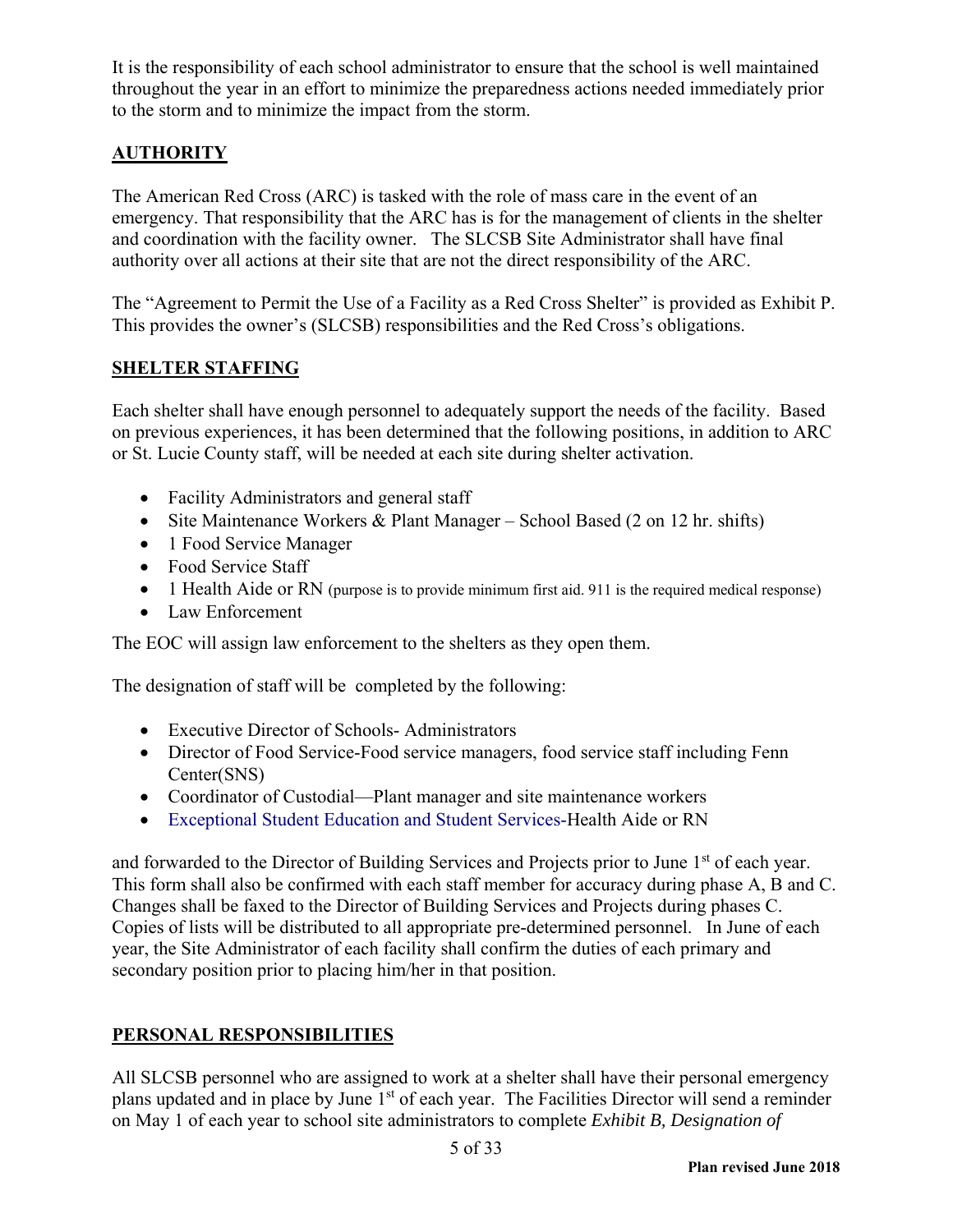It is the responsibility of each school administrator to ensure that the school is well maintained throughout the year in an effort to minimize the preparedness actions needed immediately prior to the storm and to minimize the impact from the storm.

## AUTHORITY

The American Red Cross (ARC) is tasked with the role of mass care in the event of an emergency. That responsibility that the ARC has is for the management of clients in the shelter and coordination with the facility owner. The SLCSB Site Administrator shall have final authority over all actions at their site that are not the direct responsibility of the ARC.

The "Agreement to Permit the Use of a Facility as a Red Cross Shelter" is provided as Exhibit P. This provides the owner's (SLCSB) responsibilities and the Red Cross's obligations.

## SHELTER STAFFING

Each shelter shall have enough personnel to adequately support the needs of the facility. Based on previous experiences, it has been determined that the following positions, in addition to ARC or St. Lucie County staff, will be needed at each site during shelter activation.

- Facility Administrators and general staff
- Site Maintenance Workers & Plant Manager – School Based (2 on 12 hr. shifts)
- 1 Food Service Manager
- Food Service Staff
- 1 Health Aide or RN (purpose is to provide minimum first aid. 911 is the required medical response)
- Law Enforcement

The EOC will assign law enforcement to the shelters as they open them.

The designation of staff will be completed by the following:

- Executive Director of Schools- Administrators
- Director of Food Service-Food service managers, food service staff including Fenn Center(SNS)
- Coordinator of Custodial—Plant manager and site maintenance workers
- Exceptional Student Education and Student Services-Health Aide or RN

and forwarded to the Director of Building Services and Projects prior to June 1st of each year. This form shall also be confirmed with each staff member for accuracy during phase A, B and C. Changes shall be faxed to the Director of Building Services and Projects during phases C. Copies of lists will be distributed to all appropriate pre-determined personnel. In June of each year, the Site Administrator of each facility shall confirm the duties of each primary and secondary position prior to placing him/her in that position.

## PERSONAL RESPONSIBILITIES

All SLCSB personnel who are assigned to work at a shelter shall have their personal emergency plans updated and in place by June 1st of each year. The Facilities Director will send a reminder on May 1 of each year to school site administrators to complete *Exhibit B, Designation of*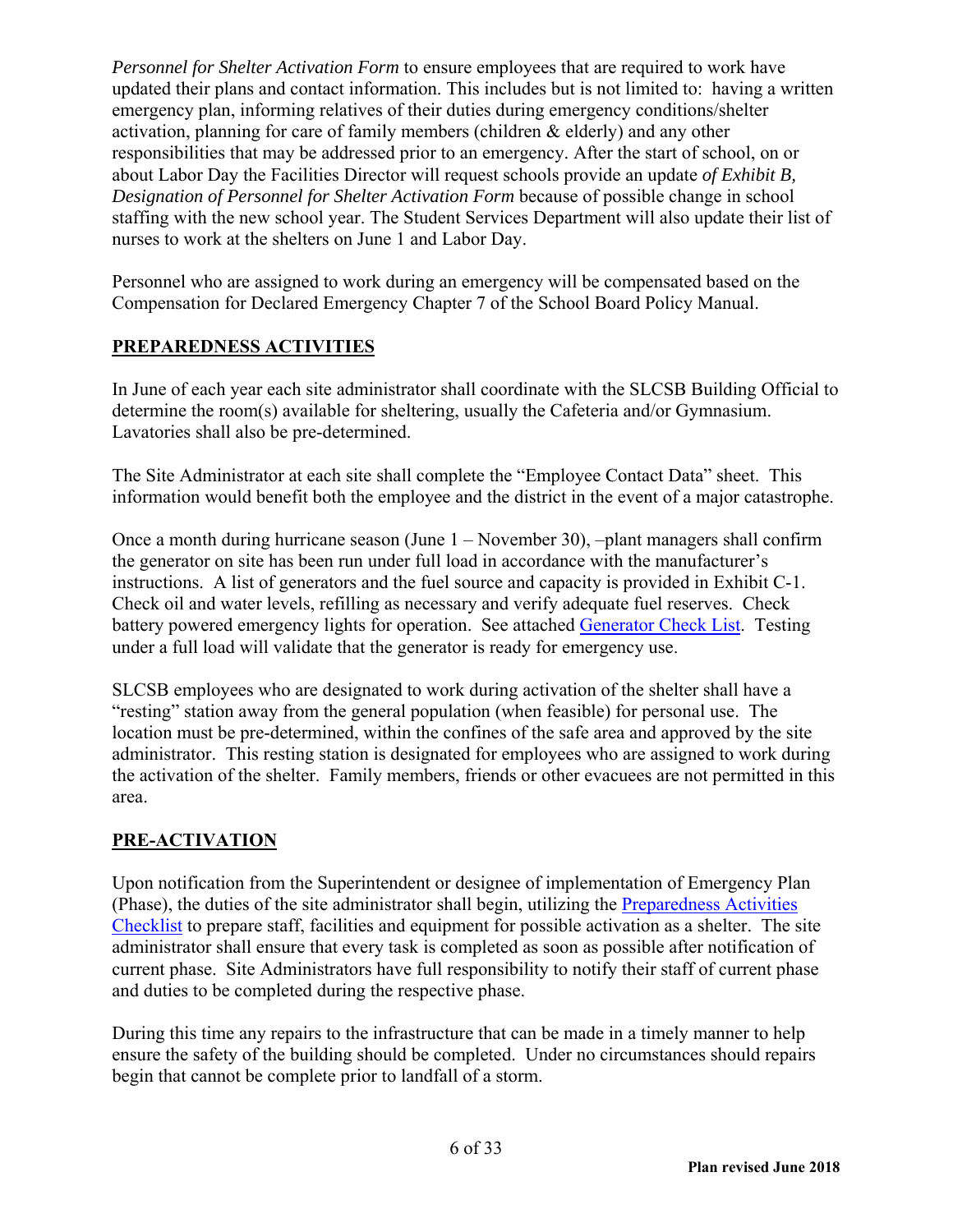*Personnel for Shelter Activation Form* to ensure employees that are required to work have updated their plans and contact information. This includes but is not limited to: having a written emergency plan, informing relatives of their duties during emergency conditions/shelter activation, planning for care of family members (children & elderly) and any other responsibilities that may be addressed prior to an emergency. After the start of school, on or about Labor Day the Facilities Director will request schools provide an update *of Exhibit B, Designation of Personnel for Shelter Activation Form* because of possible change in school staffing with the new school year. The Student Services Department will also update their list of nurses to work at the shelters on June 1 and Labor Day.

Personnel who are assigned to work during an emergency will be compensated based on the Compensation for Declared Emergency Chapter 7 of the School Board Policy Manual.

## PREPAREDNESS ACTIVITIES

In June of each year each site administrator shall coordinate with the SLCSB Building Official to determine the room(s) available for sheltering, usually the Cafeteria and/or Gymnasium. Lavatories shall also be pre-determined.

The Site Administrator at each site shall complete the "Employee Contact Data" sheet. This information would benefit both the employee and the district in the event of a major catastrophe.

Once a month during hurricane season (June 1 – November 30), –plant managers shall confirm the generator on site has been run under full load in accordance with the manufacturer's instructions. A list of generators and the fuel source and capacity is provided in Exhibit C-1. Check oil and water levels, refilling as necessary and verify adequate fuel reserves. Check battery powered emergency lights for operation. See attached Generator Check List. Testing under a full load will validate that the generator is ready for emergency use.

SLCSB employees who are designated to work during activation of the shelter shall have a "resting" station away from the general population (when feasible) for personal use. The location must be pre-determined, within the confines of the safe area and approved by the site administrator. This resting station is designated for employees who are assigned to work during the activation of the shelter. Family members, friends or other evacuees are not permitted in this area.

## PRE-ACTIVATION

Upon notification from the Superintendent or designee of implementation of Emergency Plan (Phase), the duties of the site administrator shall begin, utilizing the Preparedness Activities Checklist to prepare staff, facilities and equipment for possible activation as a shelter. The site administrator shall ensure that every task is completed as soon as possible after notification of current phase. Site Administrators have full responsibility to notify their staff of current phase and duties to be completed during the respective phase.

During this time any repairs to the infrastructure that can be made in a timely manner to help ensure the safety of the building should be completed. Under no circumstances should repairs begin that cannot be complete prior to landfall of a storm.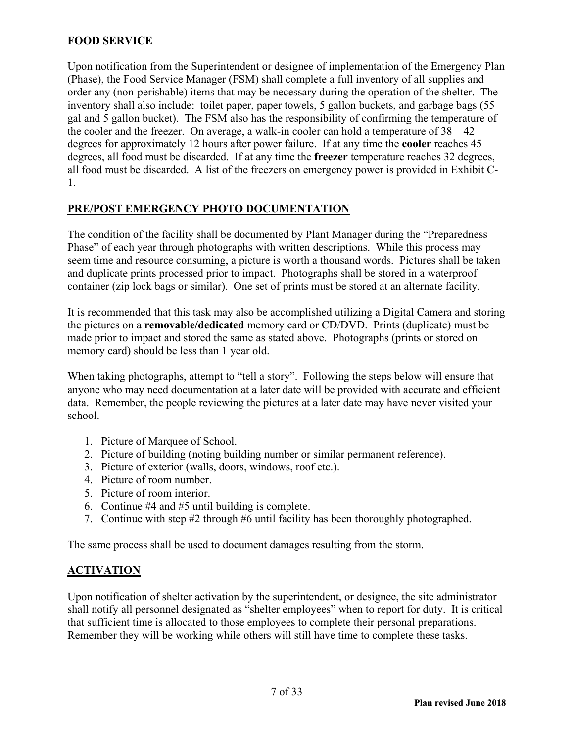## FOOD SERVICE

Upon notification from the Superintendent or designee of implementation of the Emergency Plan (Phase), the Food Service Manager (FSM) shall complete a full inventory of all supplies and order any (non-perishable) items that may be necessary during the operation of the shelter. The inventory shall also include: toilet paper, paper towels, 5 gallon buckets, and garbage bags (55 gal and 5 gallon bucket). The FSM also has the responsibility of confirming the temperature of the cooler and the freezer. On average, a walk-in cooler can hold a temperature of 38 – 42 degrees for approximately 12 hours after power failure. If at any time the **cooler** reaches 45 degrees, all food must be discarded. If at any time the **freezer** temperature reaches 32 degrees, all food must be discarded. A list of the freezers on emergency power is provided in Exhibit C-1.

## PRE/POST EMERGENCY PHOTO DOCUMENTATION

The condition of the facility shall be documented by Plant Manager during the "Preparedness Phase" of each year through photographs with written descriptions. While this process may seem time and resource consuming, a picture is worth a thousand words. Pictures shall be taken and duplicate prints processed prior to impact. Photographs shall be stored in a waterproof container (zip lock bags or similar). One set of prints must be stored at an alternate facility.

It is recommended that this task may also be accomplished utilizing a Digital Camera and storing the pictures on a **removable/dedicated** memory card or CD/DVD. Prints (duplicate) must be made prior to impact and stored the same as stated above. Photographs (prints or stored on memory card) should be less than 1 year old.

When taking photographs, attempt to "tell a story". Following the steps below will ensure that anyone who may need documentation at a later date will be provided with accurate and efficient data. Remember, the people reviewing the pictures at a later date may have never visited your school.

1. Picture of Marquee of School.
2. Picture of building (noting building number or similar permanent reference).
3. Picture of exterior (walls, doors, windows, roof etc.).
4. Picture of room number.
5. Picture of room interior.
6. Continue #4 and #5 until building is complete.
7. Continue with step #2 through #6 until facility has been thoroughly photographed.

The same process shall be used to document damages resulting from the storm.

## ACTIVATION

Upon notification of shelter activation by the superintendent, or designee, the site administrator shall notify all personnel designated as "shelter employees" when to report for duty. It is critical that sufficient time is allocated to those employees to complete their personal preparations. Remember they will be working while others will still have time to complete these tasks.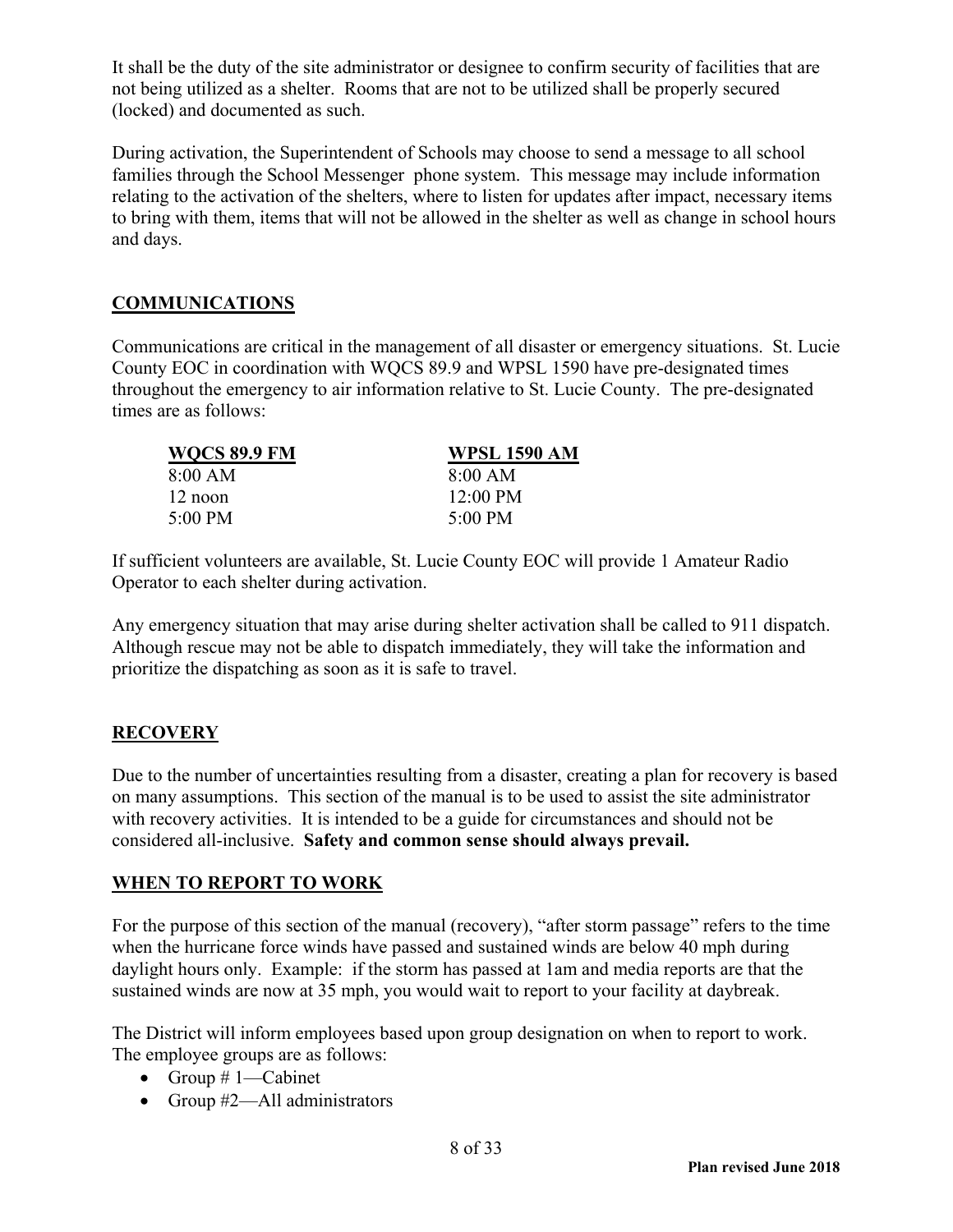It shall be the duty of the site administrator or designee to confirm security of facilities that are not being utilized as a shelter. Rooms that are not to be utilized shall be properly secured (locked) and documented as such.

During activation, the Superintendent of Schools may choose to send a message to all school families through the School Messenger phone system. This message may include information relating to the activation of the shelters, where to listen for updates after impact, necessary items to bring with them, items that will not be allowed in the shelter as well as change in school hours and days.

## COMMUNICATIONS

Communications are critical in the management of all disaster or emergency situations. St. Lucie County EOC in coordination with WQCS 89.9 and WPSL 1590 have pre-designated times throughout the emergency to air information relative to St. Lucie County. The pre-designated times are as follows:

| WQCS 89.9 FM | WPSL 1590 AM |
|---|---|
| 8:00 AM | 8:00 AM |
| 12 noon | 12:00 PM |
| 5:00 PM | 5:00 PM |

If sufficient volunteers are available, St. Lucie County EOC will provide 1 Amateur Radio Operator to each shelter during activation.

Any emergency situation that may arise during shelter activation shall be called to 911 dispatch. Although rescue may not be able to dispatch immediately, they will take the information and prioritize the dispatching as soon as it is safe to travel.

## RECOVERY

Due to the number of uncertainties resulting from a disaster, creating a plan for recovery is based on many assumptions. This section of the manual is to be used to assist the site administrator with recovery activities. It is intended to be a guide for circumstances and should not be considered all-inclusive. **Safety and common sense should always prevail.**

## WHEN TO REPORT TO WORK

For the purpose of this section of the manual (recovery), "after storm passage" refers to the time when the hurricane force winds have passed and sustained winds are below 40 mph during daylight hours only. Example: if the storm has passed at 1am and media reports are that the sustained winds are now at 35 mph, you would wait to report to your facility at daybreak.

The District will inform employees based upon group designation on when to report to work. The employee groups are as follows:

- Group # 1—Cabinet
- Group #2—All administrators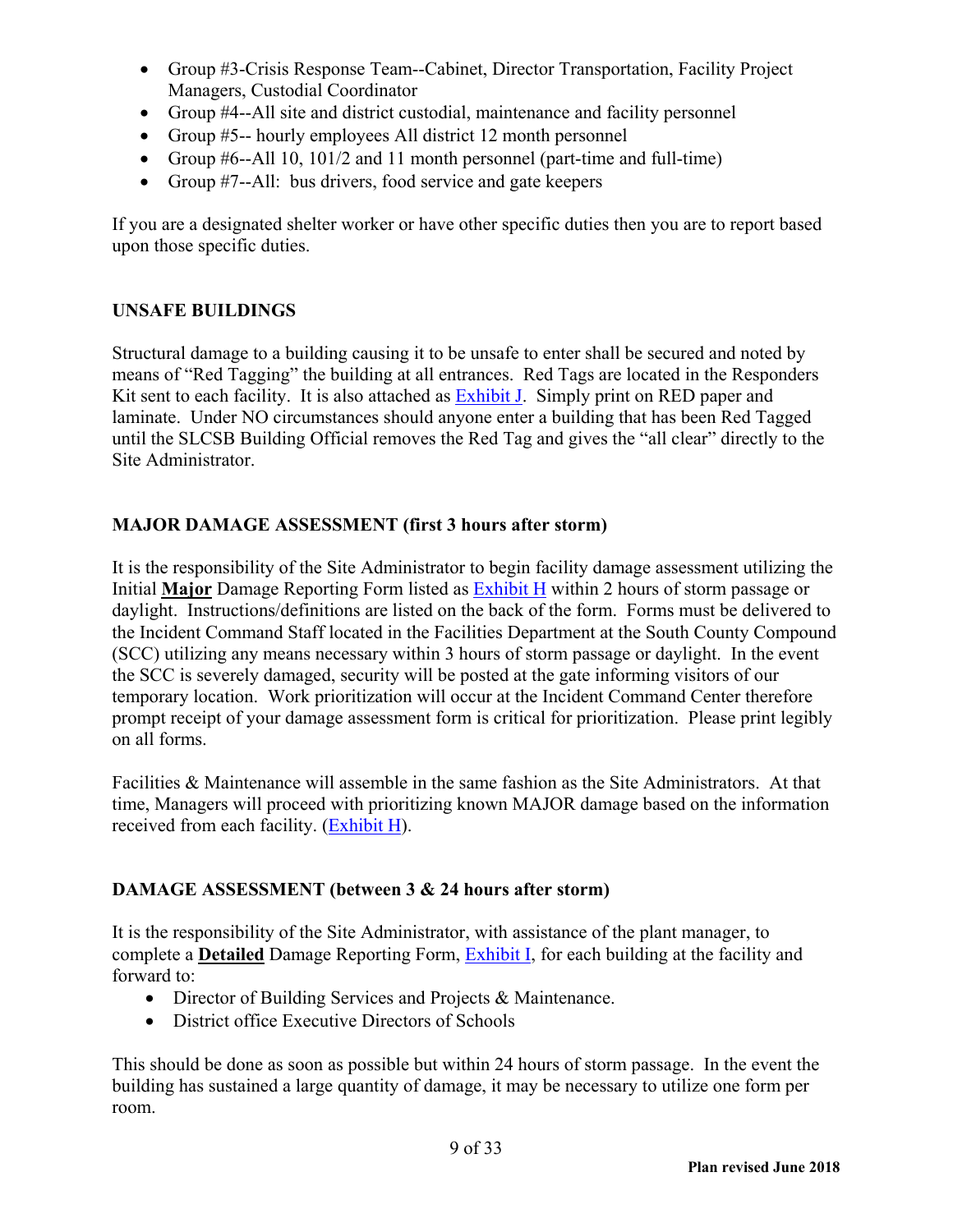- Group #3-Crisis Response Team--Cabinet, Director Transportation, Facility Project Managers, Custodial Coordinator
- Group #4--All site and district custodial, maintenance and facility personnel
- Group #5-- hourly employees All district 12 month personnel
- Group #6--All 10, 101/2 and 11 month personnel (part-time and full-time)
- Group #7--All: bus drivers, food service and gate keepers

If you are a designated shelter worker or have other specific duties then you are to report based upon those specific duties.

## UNSAFE BUILDINGS

Structural damage to a building causing it to be unsafe to enter shall be secured and noted by means of "Red Tagging" the building at all entrances. Red Tags are located in the Responders Kit sent to each facility. It is also attached as Exhibit J. Simply print on RED paper and laminate. Under NO circumstances should anyone enter a building that has been Red Tagged until the SLCSB Building Official removes the Red Tag and gives the "all clear" directly to the Site Administrator.

## MAJOR DAMAGE ASSESSMENT (first 3 hours after storm)

It is the responsibility of the Site Administrator to begin facility damage assessment utilizing the Initial **Major** Damage Reporting Form listed as Exhibit H within 2 hours of storm passage or daylight. Instructions/definitions are listed on the back of the form. Forms must be delivered to the Incident Command Staff located in the Facilities Department at the South County Compound (SCC) utilizing any means necessary within 3 hours of storm passage or daylight. In the event the SCC is severely damaged, security will be posted at the gate informing visitors of our temporary location. Work prioritization will occur at the Incident Command Center therefore prompt receipt of your damage assessment form is critical for prioritization. Please print legibly on all forms.

Facilities & Maintenance will assemble in the same fashion as the Site Administrators. At that time, Managers will proceed with prioritizing known MAJOR damage based on the information received from each facility. (Exhibit H).

## DAMAGE ASSESSMENT (between 3 & 24 hours after storm)

It is the responsibility of the Site Administrator, with assistance of the plant manager, to complete a **Detailed** Damage Reporting Form, Exhibit I, for each building at the facility and forward to:

- Director of Building Services and Projects & Maintenance.
- District office Executive Directors of Schools

This should be done as soon as possible but within 24 hours of storm passage. In the event the building has sustained a large quantity of damage, it may be necessary to utilize one form per room.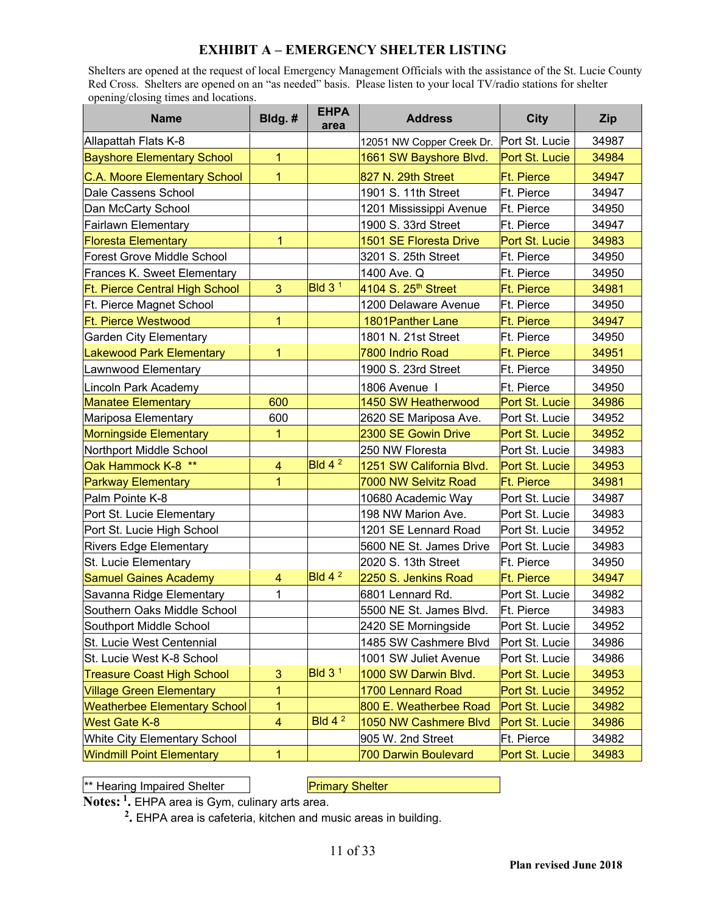# EXHIBIT A – EMERGENCY SHELTER LISTING

Shelters are opened at the request of local Emergency Management Officials with the assistance of the St. Lucie County Red Cross. Shelters are opened on an "as needed" basis. Please listen to your local TV/radio stations for shelter opening/closing times and locations.

| Name | Bldg. # | EHPA area | Address | City | Zip |
|---|---|---|---|---|---|
| Allapattah Flats K-8 | | | 12051 NW Copper Creek Dr. | Port St. Lucie | 34987 |
| Bayshore Elementary School | 1 | | 1661 SW Bayshore Blvd. | Port St. Lucie | 34984 |
| C.A. Moore Elementary School | 1 | | 827 N. 29th Street | Ft. Pierce | 34947 |
| Dale Cassens School | | | 1901 S. 11th Street | Ft. Pierce | 34947 |
| Dan McCarty School | | | 1201 Mississippi Avenue | Ft. Pierce | 34950 |
| Fairlawn Elementary | | | 1900 S. 33rd Street | Ft. Pierce | 34947 |
| Floresta Elementary | 1 | | 1501 SE Floresta Drive | Port St. Lucie | 34983 |
| Forest Grove Middle School | | | 3201 S. 25th Street | Ft. Pierce | 34950 |
| Frances K. Sweet Elementary | | | 1400 Ave. Q | Ft. Pierce | 34950 |
| Ft. Pierce Central High School | 3 | Bld 3 [1] | 4104 S. 25th Street | Ft. Pierce | 34981 |
| Ft. Pierce Magnet School | | | 1200 Delaware Avenue | Ft. Pierce | 34950 |
| Ft. Pierce Westwood | 1 | | 1801Panther Lane | Ft. Pierce | 34947 |
| Garden City Elementary | | | 1801 N. 21st Street | Ft. Pierce | 34950 |
| Lakewood Park Elementary | 1 | | 7800 Indrio Road | Ft. Pierce | 34951 |
| Lawnwood Elementary | | | 1900 S. 23rd Street | Ft. Pierce | 34950 |
| Lincoln Park Academy | | | 1806 Avenue I | Ft. Pierce | 34950 |
| Manatee Elementary | 600 | | 1450 SW Heatherwood | Port St. Lucie | 34986 |
| Mariposa Elementary | 600 | | 2620 SE Mariposa Ave. | Port St. Lucie | 34952 |
| Morningside Elementary | 1 | | 2300 SE Gowin Drive | Port St. Lucie | 34952 |
| Northport Middle School | | | 250 NW Floresta | Port St. Lucie | 34983 |
| Oak Hammock K-8 ** | 4 | Bld 4 [2] | 1251 SW California Blvd. | Port St. Lucie | 34953 |
| Parkway Elementary | 1 | | 7000 NW Selvitz Road | Ft. Pierce | 34981 |
| Palm Pointe K-8 | | | 10680 Academic Way | Port St. Lucie | 34987 |
| Port St. Lucie Elementary | | | 198 NW Marion Ave. | Port St. Lucie | 34983 |
| Port St. Lucie High School | | | 1201 SE Lennard Road | Port St. Lucie | 34952 |
| Rivers Edge Elementary | | | 5600 NE St. James Drive | Port St. Lucie | 34983 |
| St. Lucie Elementary | | | 2020 S. 13th Street | Ft. Pierce | 34950 |
| Samuel Gaines Academy | 4 | Bld 4 [2] | 2250 S. Jenkins Road | Ft. Pierce | 34947 |
| Savanna Ridge Elementary | 1 | | 6801 Lennard Rd. | Port St. Lucie | 34982 |
| Southern Oaks Middle School | | | 5500 NE St. James Blvd. | Ft. Pierce | 34983 |
| Southport Middle School | | | 2420 SE Morningside | Port St. Lucie | 34952 |
| St. Lucie West Centennial | | | 1485 SW Cashmere Blvd | Port St. Lucie | 34986 |
| St. Lucie West K-8 School | | | 1001 SW Juliet Avenue | Port St. Lucie | 34986 |
| Treasure Coast High School | 3 | Bld 3 [1] | 1000 SW Darwin Blvd. | Port St. Lucie | 34953 |
| Village Green Elementary | 1 | | 1700 Lennard Road | Port St. Lucie | 34952 |
| Weatherbee Elementary School | 1 | | 800 E. Weatherbee Road | Port St. Lucie | 34982 |
| West Gate K-8 | 4 | Bld 4 [2] | 1050 NW Cashmere Blvd | Port St. Lucie | 34986 |
| White City Elementary School | | | 905 W. 2nd Street | Ft. Pierce | 34982 |
| Windmill Point Elementary | 1 | | 700 Darwin Boulevard | Port St. Lucie | 34983 |

** Hearing Impaired Shelter

Primary Shelter (highlighted rows)

**Notes:** [1]. EHPA area is Gym, culinary arts area.

[2]. EHPA area is cafeteria, kitchen and music areas in building.

**Plan revised June 2018**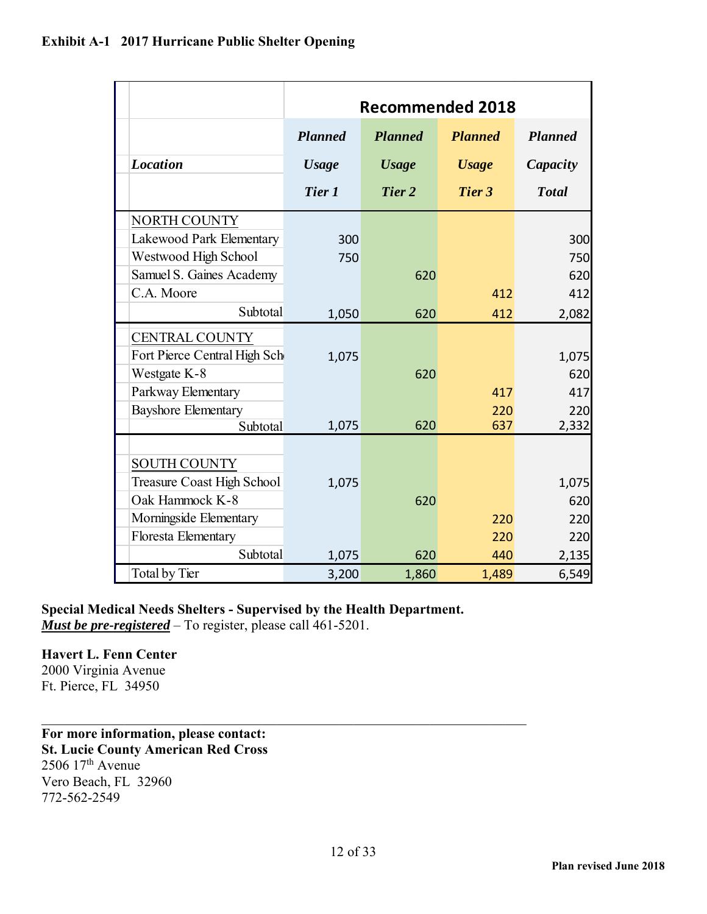**Exhibit A-1 2017 Hurricane Public Shelter Opening**

| | Recommended 2018 | | | |
|---|---|---|---|---|
| ***Location*** | ***Planned Usage Tier 1*** | ***Planned Usage Tier 2*** | ***Planned Usage Tier 3*** | ***Planned Capacity Total*** |
| NORTH COUNTY | | | | |
| Lakewood Park Elementary | 300 | | | 300 |
| Westwood High School | 750 | | | 750 |
| Samuel S. Gaines Academy | | 620 | | 620 |
| C.A. Moore | | | 412 | 412 |
| Subtotal | 1,050 | 620 | 412 | 2,082 |
| CENTRAL COUNTY | | | | |
| Fort Pierce Central High Sch | 1,075 | | | 1,075 |
| Westgate K-8 | | 620 | | 620 |
| Parkway Elementary | | | 417 | 417 |
| Bayshore Elementary | | | 220 | 220 |
| Subtotal | 1,075 | 620 | 637 | 2,332 |
| SOUTH COUNTY | | | | |
| Treasure Coast High School | 1,075 | | | 1,075 |
| Oak Hammock K-8 | | 620 | | 620 |
| Morningside Elementary | | | 220 | 220 |
| Floresta Elementary | | | 220 | 220 |
| Subtotal | 1,075 | 620 | 440 | 2,135 |
| Total by Tier | 3,200 | 1,860 | 1,489 | 6,549 |

**Special Medical Needs Shelters - Supervised by the Health Department.**
***Must be pre-registered*** – To register, please call 461-5201.

**Havert L. Fenn Center**
2000 Virginia Avenue
Ft. Pierce, FL 34950

---

**For more information, please contact:**
**St. Lucie County American Red Cross**
2506 17th Avenue
Vero Beach, FL 32960
772-562-2549

**Plan revised June 2018**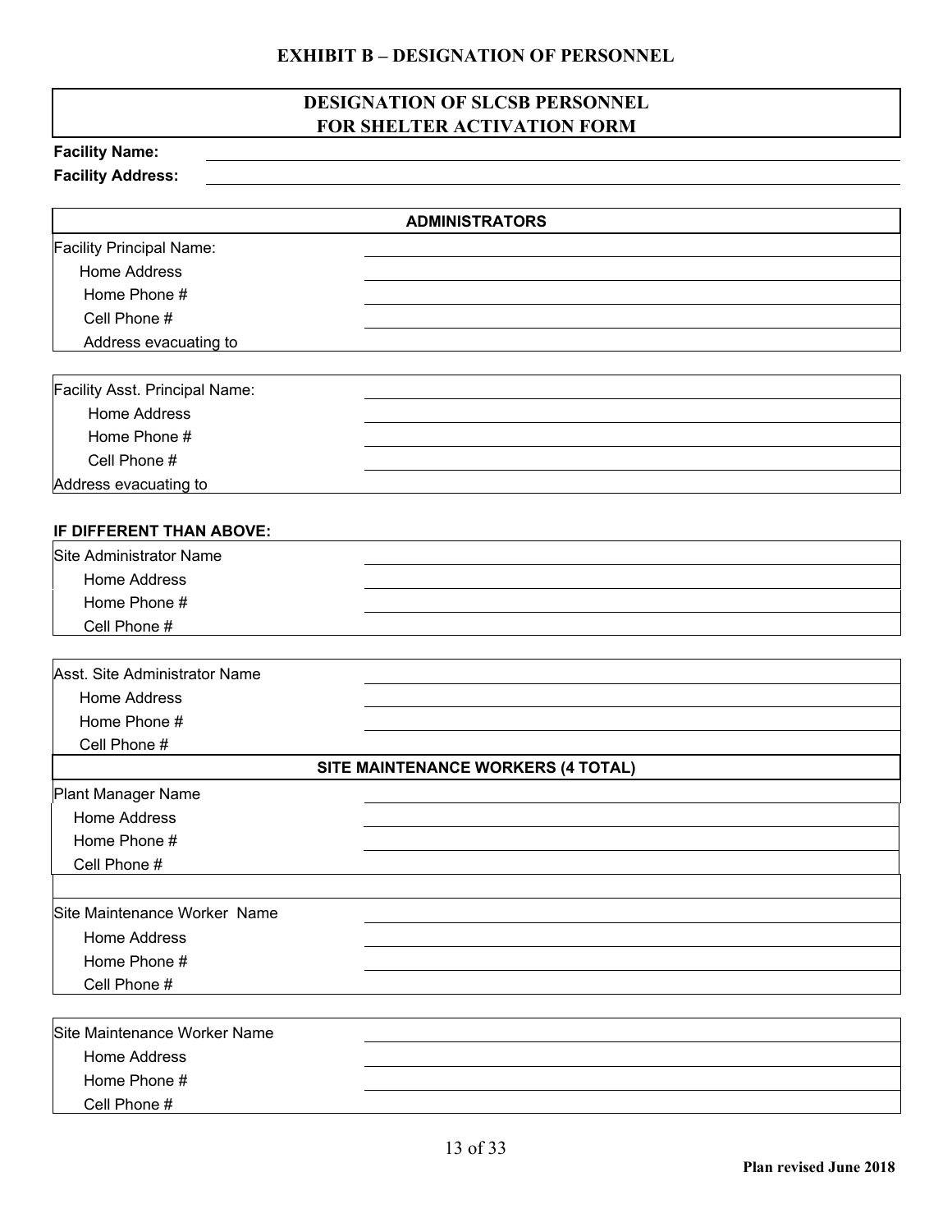## EXHIBIT B – DESIGNATION OF PERSONNEL

### DESIGNATION OF SLCSB PERSONNEL FOR SHELTER ACTIVATION FORM

**Facility Name:** ______________________________

**Facility Address:** ______________________________

| ADMINISTRATORS | |
|---|---|
| Facility Principal Name: | |
| Home Address | |
| Home Phone # | |
| Cell Phone # | |
| Address evacuating to | |

| | |
|---|---|
| Facility Asst. Principal Name: | |
| Home Address | |
| Home Phone # | |
| Cell Phone # | |
| Address evacuating to | |

**IF DIFFERENT THAN ABOVE:**

| | |
|---|---|
| Site Administrator Name | |
| Home Address | |
| Home Phone # | |
| Cell Phone # | |

| | |
|---|---|
| Asst. Site Administrator Name | |
| Home Address | |
| Home Phone # | |
| Cell Phone # | |

| SITE MAINTENANCE WORKERS (4 TOTAL) | |
|---|---|
| Plant Manager Name | |
| Home Address | |
| Home Phone # | |
| Cell Phone # | |
| | |

| | |
|---|---|
| Site Maintenance Worker Name | |
| Home Address | |
| Home Phone # | |
| Cell Phone # | |

| | |
|---|---|
| Site Maintenance Worker Name | |
| Home Address | |
| Home Phone # | |
| Cell Phone # | |

**Plan revised June 2018**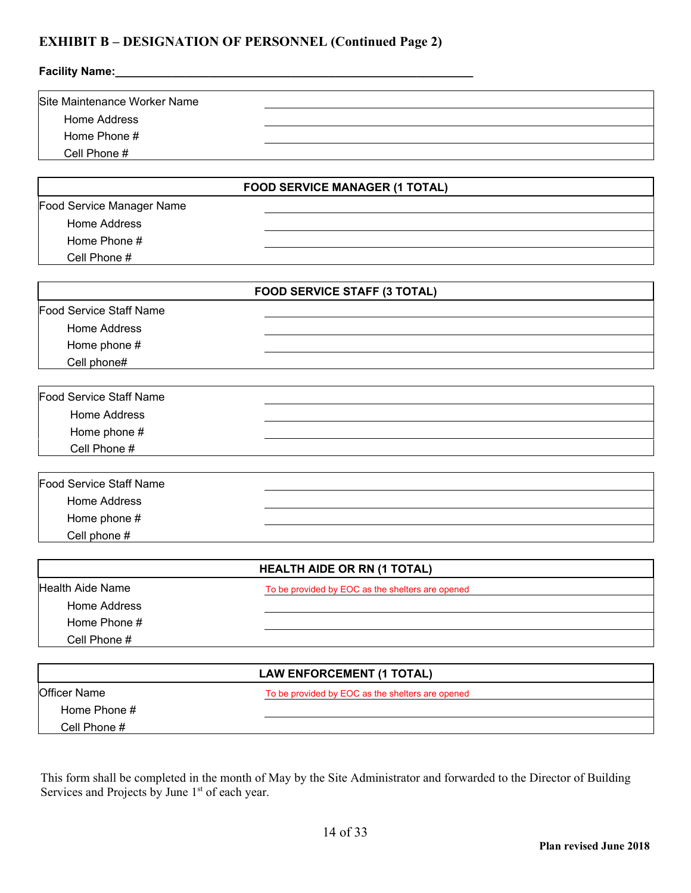## EXHIBIT B – DESIGNATION OF PERSONNEL (Continued Page 2)

**Facility Name:**\_\_\_\_\_\_\_\_\_\_\_\_\_\_\_\_\_\_\_\_\_\_\_\_\_\_\_\_\_\_\_\_\_\_\_\_\_\_\_\_\_\_\_\_\_\_\_\_\_\_\_\_\_\_\_\_\_\_

| Site Maintenance Worker Name | |
|---|---|
| Home Address | |
| Home Phone # | |
| Cell Phone # | |

| **FOOD SERVICE MANAGER (1 TOTAL)** | |
|---|---|
| Food Service Manager Name | |
| Home Address | |
| Home Phone # | |
| Cell Phone # | |

| **FOOD SERVICE STAFF (3 TOTAL)** | |
|---|---|
| Food Service Staff Name | |
| Home Address | |
| Home phone # | |
| Cell phone# | |

| Food Service Staff Name | |
|---|---|
| Home Address | |
| Home phone # | |
| Cell Phone # | |

| Food Service Staff Name | |
|---|---|
| Home Address | |
| Home phone # | |
| Cell phone # | |

| **HEALTH AIDE OR RN (1 TOTAL)** | |
|---|---|
| Health Aide Name | To be provided by EOC as the shelters are opened |
| Home Address | |
| Home Phone # | |
| Cell Phone # | |

| **LAW ENFORCEMENT (1 TOTAL)** | |
|---|---|
| Officer Name | To be provided by EOC as the shelters are opened |
| Home Phone # | |
| Cell Phone # | |

This form shall be completed in the month of May by the Site Administrator and forwarded to the Director of Building Services and Projects by June 1st of each year.

**Plan revised June 2018**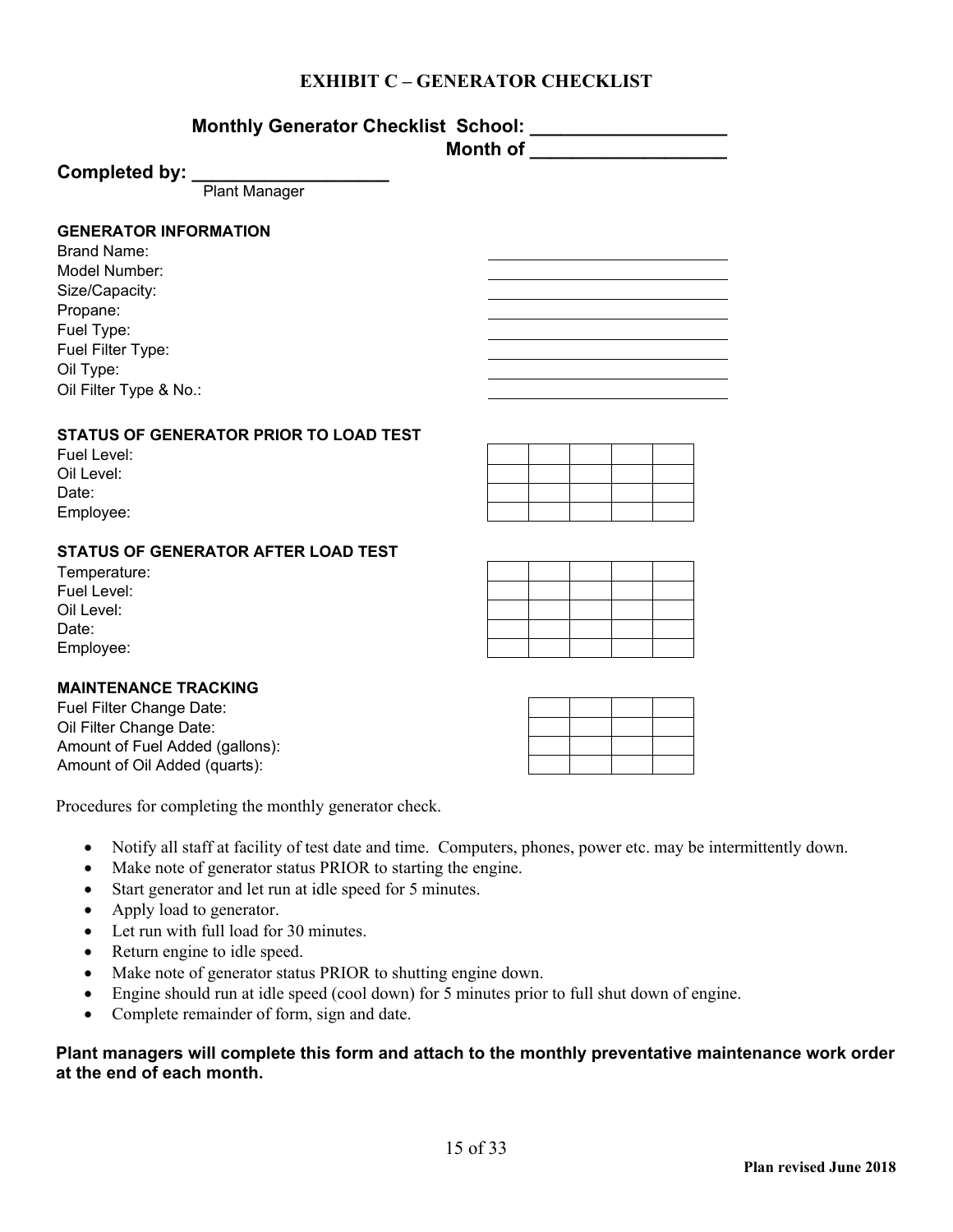# EXHIBIT C – GENERATOR CHECKLIST

**Monthly Generator Checklist School: ___________________**

**Month of ___________________**

**Completed by: ___________________**
Plant Manager

**GENERATOR INFORMATION**

| | |
|---|---|
| Brand Name: | |
| Model Number: | |
| Size/Capacity: | |
| Propane: | |
| Fuel Type: | |
| Fuel Filter Type: | |
| Oil Type: | |
| Oil Filter Type & No.: | |

**STATUS OF GENERATOR PRIOR TO LOAD TEST**

| | | | | | |
|---|---|---|---|---|---|
| Fuel Level: | | | | | |
| Oil Level: | | | | | |
| Date: | | | | | |
| Employee: | | | | | |

**STATUS OF GENERATOR AFTER LOAD TEST**

| | | | | | |
|---|---|---|---|---|---|
| Temperature: | | | | | |
| Fuel Level: | | | | | |
| Oil Level: | | | | | |
| Date: | | | | | |
| Employee: | | | | | |

**MAINTENANCE TRACKING**

| | | | | |
|---|---|---|---|---|
| Fuel Filter Change Date: | | | | |
| Oil Filter Change Date: | | | | |
| Amount of Fuel Added (gallons): | | | | |
| Amount of Oil Added (quarts): | | | | |

Procedures for completing the monthly generator check.

- Notify all staff at facility of test date and time. Computers, phones, power etc. may be intermittently down.
- Make note of generator status PRIOR to starting the engine.
- Start generator and let run at idle speed for 5 minutes.
- Apply load to generator.
- Let run with full load for 30 minutes.
- Return engine to idle speed.
- Make note of generator status PRIOR to shutting engine down.
- Engine should run at idle speed (cool down) for 5 minutes prior to full shut down of engine.
- Complete remainder of form, sign and date.

**Plant managers will complete this form and attach to the monthly preventative maintenance work order at the end of each month.**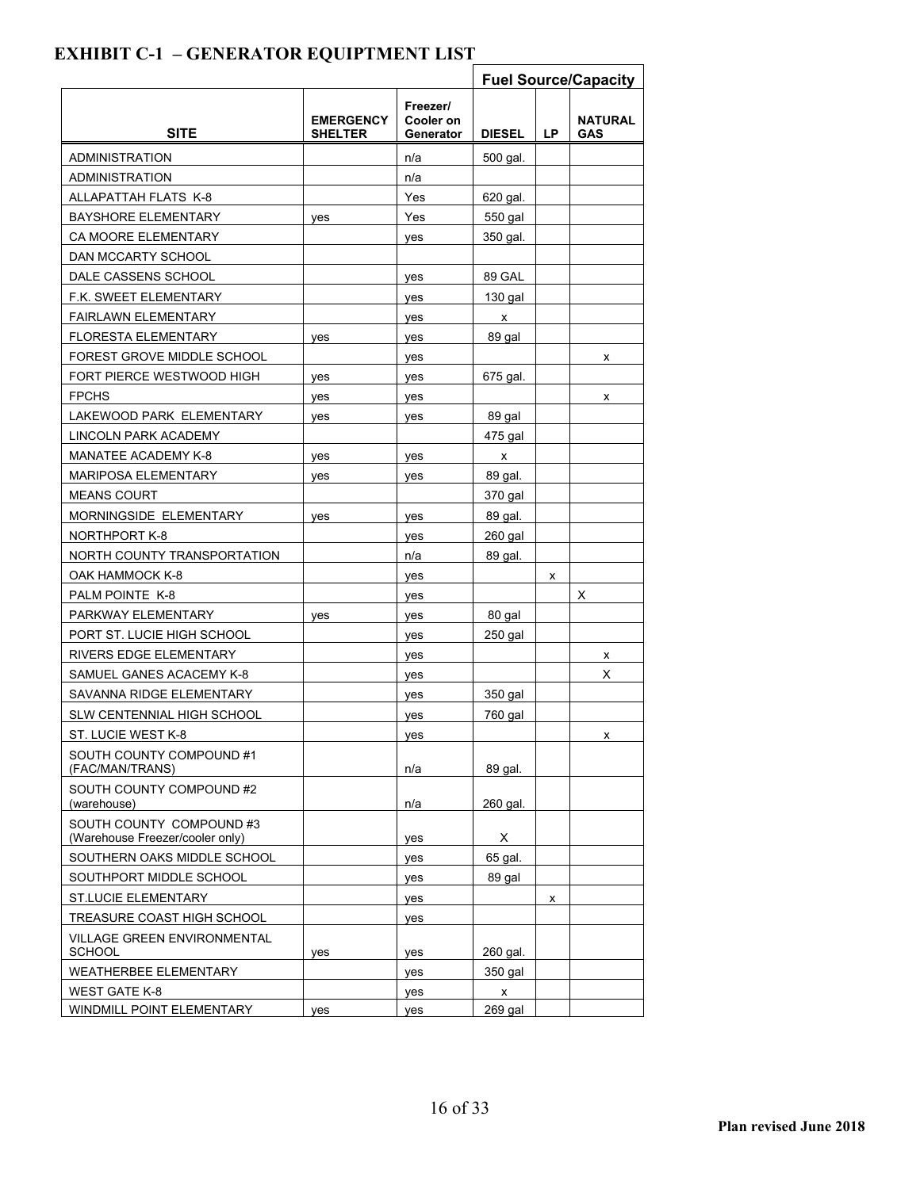# EXHIBIT C-1 – GENERATOR EQUIPTMENT LIST

| SITE | EMERGENCY SHELTER | Freezer/ Cooler on Generator | Fuel Source/Capacity | | |
|---|---|---|---|---|---|
| | | | DIESEL | LP | NATURAL GAS |
| ADMINISTRATION | | n/a | 500 gal. | | |
| ADMINISTRATION | | n/a | | | |
| ALLAPATTAH FLATS K-8 | | Yes | 620 gal. | | |
| BAYSHORE ELEMENTARY | yes | Yes | 550 gal | | |
| CA MOORE ELEMENTARY | | yes | 350 gal. | | |
| DAN MCCARTY SCHOOL | | | | | |
| DALE CASSENS SCHOOL | | yes | 89 GAL | | |
| F.K. SWEET ELEMENTARY | | yes | 130 gal | | |
| FAIRLAWN ELEMENTARY | | yes | x | | |
| FLORESTA ELEMENTARY | yes | yes | 89 gal | | |
| FOREST GROVE MIDDLE SCHOOL | | yes | | | x |
| FORT PIERCE WESTWOOD HIGH | yes | yes | 675 gal. | | |
| FPCHS | yes | yes | | | x |
| LAKEWOOD PARK ELEMENTARY | yes | yes | 89 gal | | |
| LINCOLN PARK ACADEMY | | | 475 gal | | |
| MANATEE ACADEMY K-8 | yes | yes | x | | |
| MARIPOSA ELEMENTARY | yes | yes | 89 gal. | | |
| MEANS COURT | | | 370 gal | | |
| MORNINGSIDE ELEMENTARY | yes | yes | 89 gal. | | |
| NORTHPORT K-8 | | yes | 260 gal | | |
| NORTH COUNTY TRANSPORTATION | | n/a | 89 gal. | | |
| OAK HAMMOCK K-8 | | yes | | x | |
| PALM POINTE K-8 | | yes | | | X |
| PARKWAY ELEMENTARY | yes | yes | 80 gal | | |
| PORT ST. LUCIE HIGH SCHOOL | | yes | 250 gal | | |
| RIVERS EDGE ELEMENTARY | | yes | | | x |
| SAMUEL GANES ACACEMY K-8 | | yes | | | X |
| SAVANNA RIDGE ELEMENTARY | | yes | 350 gal | | |
| SLW CENTENNIAL HIGH SCHOOL | | yes | 760 gal | | |
| ST. LUCIE WEST K-8 | | yes | | | x |
| SOUTH COUNTY COMPOUND #1 (FAC/MAN/TRANS) | | n/a | 89 gal. | | |
| SOUTH COUNTY COMPOUND #2 (warehouse) | | n/a | 260 gal. | | |
| SOUTH COUNTY COMPOUND #3 (Warehouse Freezer/cooler only) | | yes | X | | |
| SOUTHERN OAKS MIDDLE SCHOOL | | yes | 65 gal. | | |
| SOUTHPORT MIDDLE SCHOOL | | yes | 89 gal | | |
| ST.LUCIE ELEMENTARY | | yes | | x | |
| TREASURE COAST HIGH SCHOOL | | yes | | | |
| VILLAGE GREEN ENVIRONMENTAL SCHOOL | yes | yes | 260 gal. | | |
| WEATHERBEE ELEMENTARY | | yes | 350 gal | | |
| WEST GATE K-8 | | yes | x | | |
| WINDMILL POINT ELEMENTARY | yes | yes | 269 gal | | |

**Plan revised June 2018**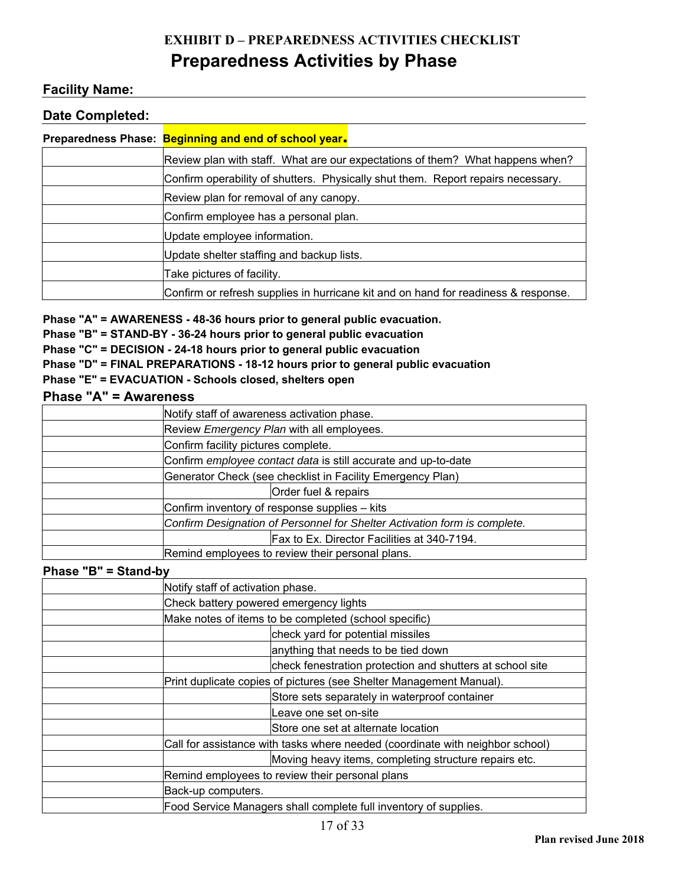# EXHIBIT D – PREPAREDNESS ACTIVITIES CHECKLIST

## Preparedness Activities by Phase

**Facility Name:**

**Date Completed:**

**Preparedness Phase: Beginning and end of school year.**

| | | |
|---|---|---|
| | Review plan with staff. What are our expectations of them? What happens when? | |
| | Confirm operability of shutters. Physically shut them. Report repairs necessary. | |
| | Review plan for removal of any canopy. | |
| | Confirm employee has a personal plan. | |
| | Update employee information. | |
| | Update shelter staffing and backup lists. | |
| | Take pictures of facility. | |
| | Confirm or refresh supplies in hurricane kit and on hand for readiness & response. | |

**Phase "A" = AWARENESS - 48-36 hours prior to general public evacuation.**
**Phase "B" = STAND-BY - 36-24 hours prior to general public evacuation**
**Phase "C" = DECISION - 24-18 hours prior to general public evacuation**
**Phase "D" = FINAL PREPARATIONS - 18-12 hours prior to general public evacuation**
**Phase "E" = EVACUATION - Schools closed, shelters open**

### Phase "A" = Awareness

| | | |
|---|---|---|
| | Notify staff of awareness activation phase. | |
| | Review *Emergency Plan* with all employees. | |
| | Confirm facility pictures complete. | |
| | Confirm *employee contact data* is still accurate and up-to-date | |
| | Generator Check (see checklist in Facility Emergency Plan) | |
| | | Order fuel & repairs |
| | Confirm inventory of response supplies – kits | |
| | *Confirm Designation of Personnel for Shelter Activation form is complete.* | |
| | | Fax to Ex. Director Facilities at 340-7194. |
| | Remind employees to review their personal plans. | |

### Phase "B" = Stand-by

| | | |
|---|---|---|
| | Notify staff of activation phase. | |
| | Check battery powered emergency lights | |
| | Make notes of items to be completed (school specific) | |
| | | check yard for potential missiles |
| | | anything that needs to be tied down |
| | | check fenestration protection and shutters at school site |
| | Print duplicate copies of pictures (see Shelter Management Manual). | |
| | | Store sets separately in waterproof container |
| | | Leave one set on-site |
| | | Store one set at alternate location |
| | Call for assistance with tasks where needed (coordinate with neighbor school) | |
| | | Moving heavy items, completing structure repairs etc. |
| | Remind employees to review their personal plans | |
| | Back-up computers. | |
| | Food Service Managers shall complete full inventory of supplies. | |

Plan revised June 2018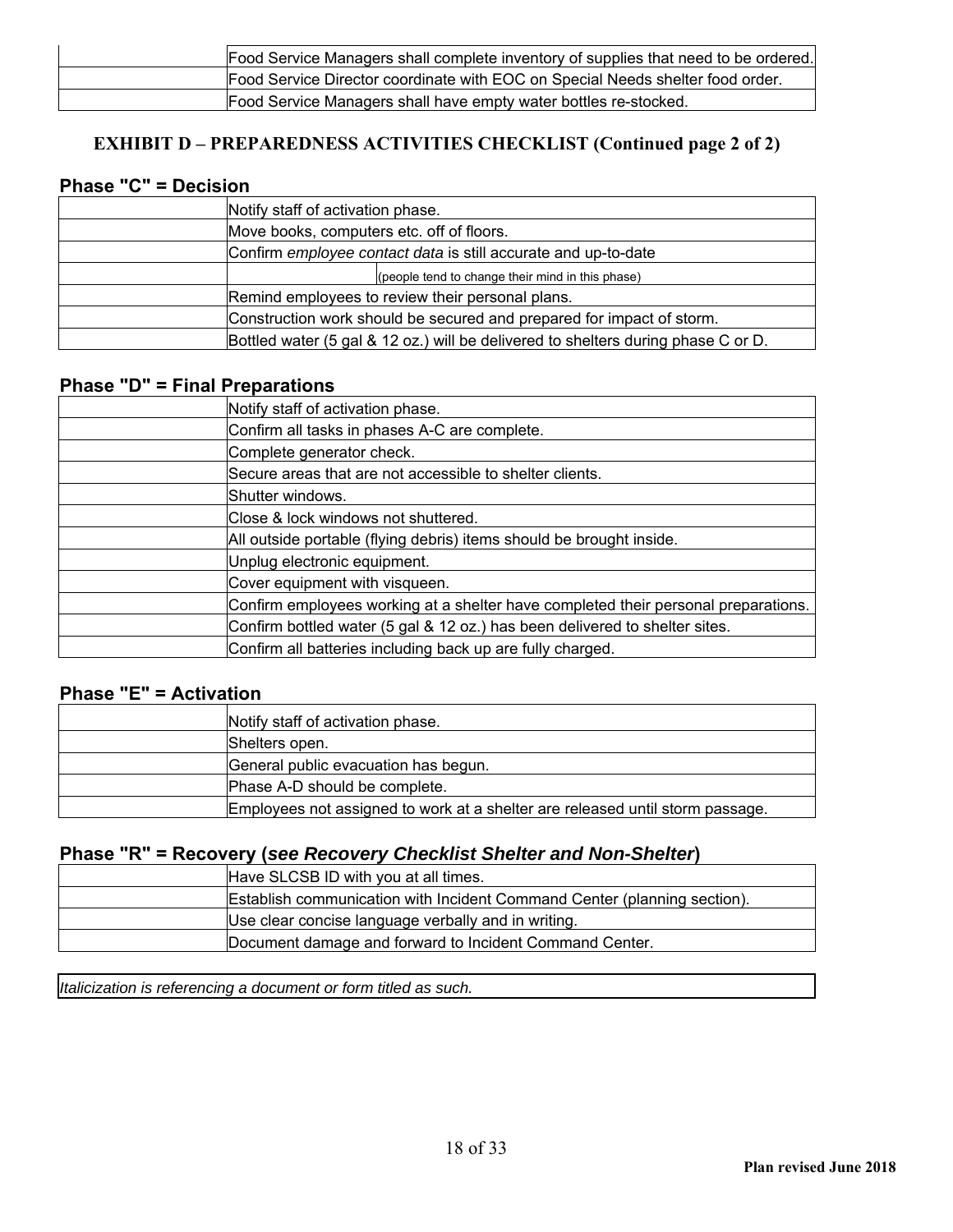| | |
|---|---|
| | Food Service Managers shall complete inventory of supplies that need to be ordered. |
| | Food Service Director coordinate with EOC on Special Needs shelter food order. |
| | Food Service Managers shall have empty water bottles re-stocked. |

## EXHIBIT D – PREPAREDNESS ACTIVITIES CHECKLIST (Continued page 2 of 2)

### Phase "C" = Decision

| | |
|---|---|
| | Notify staff of activation phase. |
| | Move books, computers etc. off of floors. |
| | Confirm *employee contact data* is still accurate and up-to-date |
| | (people tend to change their mind in this phase) |
| | Remind employees to review their personal plans. |
| | Construction work should be secured and prepared for impact of storm. |
| | Bottled water (5 gal & 12 oz.) will be delivered to shelters during phase C or D. |

### Phase "D" = Final Preparations

| | |
|---|---|
| | Notify staff of activation phase. |
| | Confirm all tasks in phases A-C are complete. |
| | Complete generator check. |
| | Secure areas that are not accessible to shelter clients. |
| | Shutter windows. |
| | Close & lock windows not shuttered. |
| | All outside portable (flying debris) items should be brought inside. |
| | Unplug electronic equipment. |
| | Cover equipment with visqueen. |
| | Confirm employees working at a shelter have completed their personal preparations. |
| | Confirm bottled water (5 gal & 12 oz.) has been delivered to shelter sites. |
| | Confirm all batteries including back up are fully charged. |

### Phase "E" = Activation

| | |
|---|---|
| | Notify staff of activation phase. |
| | Shelters open. |
| | General public evacuation has begun. |
| | Phase A-D should be complete. |
| | Employees not assigned to work at a shelter are released until storm passage. |

### Phase "R" = Recovery (*see Recovery Checklist Shelter and Non-Shelter*)

| | |
|---|---|
| | Have SLCSB ID with you at all times. |
| | Establish communication with Incident Command Center (planning section). |
| | Use clear concise language verbally and in writing. |
| | Document damage and forward to Incident Command Center. |

*Italicization is referencing a document or form titled as such.*

**Plan revised June 2018**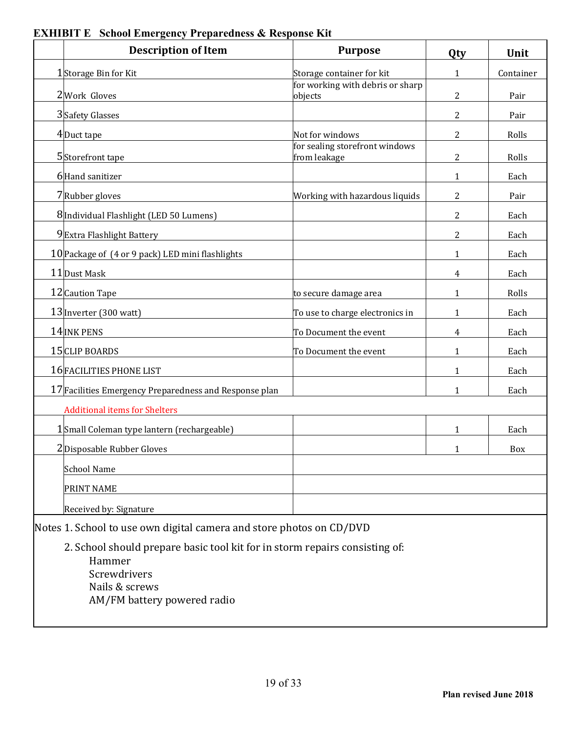## EXHIBIT E School Emergency Preparedness & Response Kit

| | Description of Item | Purpose | Qty | Unit |
|---|---|---|---|---|
| 1 | Storage Bin for Kit | Storage container for kit | 1 | Container |
| 2 | Work Gloves | for working with debris or sharp objects | 2 | Pair |
| 3 | Safety Glasses | | 2 | Pair |
| 4 | Duct tape | Not for windows | 2 | Rolls |
| 5 | Storefront tape | for sealing storefront windows from leakage | 2 | Rolls |
| 6 | Hand sanitizer | | 1 | Each |
| 7 | Rubber gloves | Working with hazardous liquids | 2 | Pair |
| 8 | Individual Flashlight (LED 50 Lumens) | | 2 | Each |
| 9 | Extra Flashlight Battery | | 2 | Each |
| 10 | Package of (4 or 9 pack) LED mini flashlights | | 1 | Each |
| 11 | Dust Mask | | 4 | Each |
| 12 | Caution Tape | to secure damage area | 1 | Rolls |
| 13 | Inverter (300 watt) | To use to charge electronics in | 1 | Each |
| 14 | INK PENS | To Document the event | 4 | Each |
| 15 | CLIP BOARDS | To Document the event | 1 | Each |
| 16 | FACILITIES PHONE LIST | | 1 | Each |
| 17 | Facilities Emergency Preparedness and Response plan | | 1 | Each |
| | Additional items for Shelters | | | |
| 1 | Small Coleman type lantern (rechargeable) | | 1 | Each |
| 2 | Disposable Rubber Gloves | | 1 | Box |
| | School Name | | | |
| | PRINT NAME | | | |
| | Received by: Signature | | | |

Notes 1. School to use own digital camera and store photos on CD/DVD

2. School should prepare basic tool kit for in storm repairs consisting of:
   - Hammer
   - Screwdrivers
   - Nails & screws
   - AM/FM battery powered radio

**Plan revised June 2018**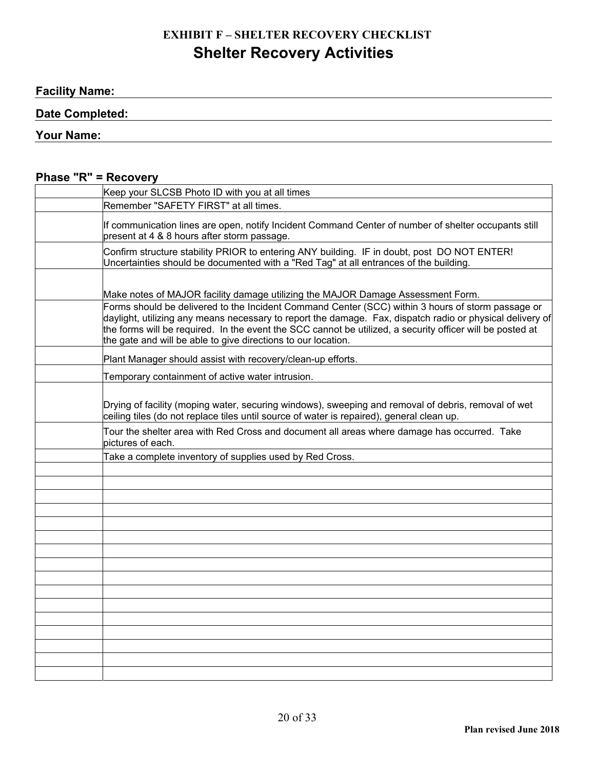## EXHIBIT F – SHELTER RECOVERY CHECKLIST

# Shelter Recovery Activities

**Facility Name:**

**Date Completed:**

**Your Name:**

### Phase "R" = Recovery

| | |
|---|---|
| | Keep your SLCSB Photo ID with you at all times |
| | Remember "SAFETY FIRST" at all times. |
| | If communication lines are open, notify Incident Command Center of number of shelter occupants still present at 4 & 8 hours after storm passage. |
| | Confirm structure stability PRIOR to entering ANY building. IF in doubt, post DO NOT ENTER! Uncertainties should be documented with a "Red Tag" at all entrances of the building. |
| | Make notes of MAJOR facility damage utilizing the MAJOR Damage Assessment Form. |
| | Forms should be delivered to the Incident Command Center (SCC) within 3 hours of storm passage or daylight, utilizing any means necessary to report the damage. Fax, dispatch radio or physical delivery of the forms will be required. In the event the SCC cannot be utilized, a security officer will be posted at the gate and will be able to give directions to our location. |
| | Plant Manager should assist with recovery/clean-up efforts. |
| | Temporary containment of active water intrusion. |
| | Drying of facility (moping water, securing windows), sweeping and removal of debris, removal of wet ceiling tiles (do not replace tiles until source of water is repaired), general clean up. |
| | Tour the shelter area with Red Cross and document all areas where damage has occurred. Take pictures of each. |
| | Take a complete inventory of supplies used by Red Cross. |
| | |
| | |
| | |
| | |
| | |
| | |
| | |
| | |
| | |
| | |
| | |
| | |
| | |
| | |
| | |
| | |

Plan revised June 2018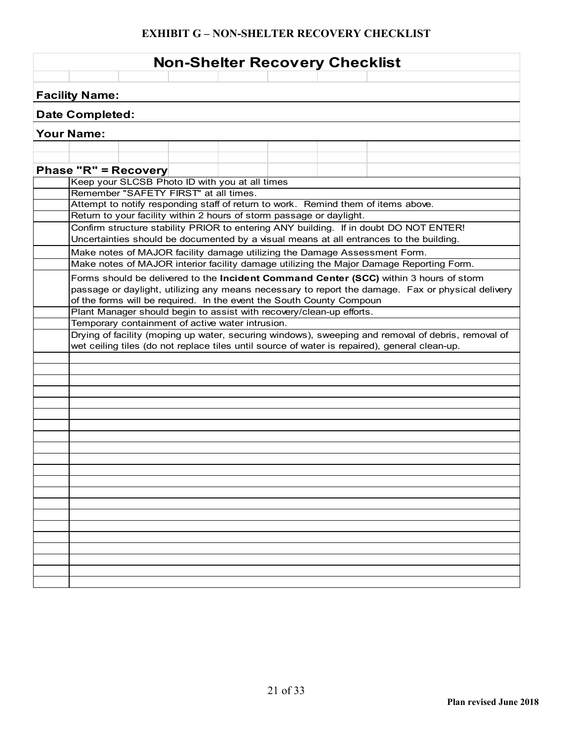## EXHIBIT G – NON-SHELTER RECOVERY CHECKLIST

# Non-Shelter Recovery Checklist

**Facility Name:**

**Date Completed:**

**Your Name:**

**Phase "R" = Recovery**

| | |
|---|---|
| | Keep your SLCSB Photo ID with you at all times |
| | Remember "SAFETY FIRST" at all times. |
| | Attempt to notify responding staff of return to work. Remind them of items above. |
| | Return to your facility within 2 hours of storm passage or daylight. |
| | Confirm structure stability PRIOR to entering ANY building. If in doubt DO NOT ENTER! Uncertainties should be documented by a visual means at all entrances to the building. |
| | Make notes of MAJOR facility damage utilizing the Damage Assessment Form. |
| | Make notes of MAJOR interior facility damage utilizing the Major Damage Reporting Form. |
| | Forms should be delivered to the **Incident Command Center (SCC)** within 3 hours of storm passage or daylight, utilizing any means necessary to report the damage. Fax or physical delivery of the forms will be required. In the event the South County Compoun |
| | Plant Manager should begin to assist with recovery/clean-up efforts. |
| | Temporary containment of active water intrusion. |
| | Drying of facility (moping up water, securing windows), sweeping and removal of debris, removal of wet ceiling tiles (do not replace tiles until source of water is repaired), general clean-up. |
| | |
| | |
| | |
| | |
| | |
| | |
| | |
| | |
| | |
| | |
| | |
| | |
| | |
| | |
| | |
| | |
| | |
| | |
| | |
| | |
| | |

Plan revised June 2018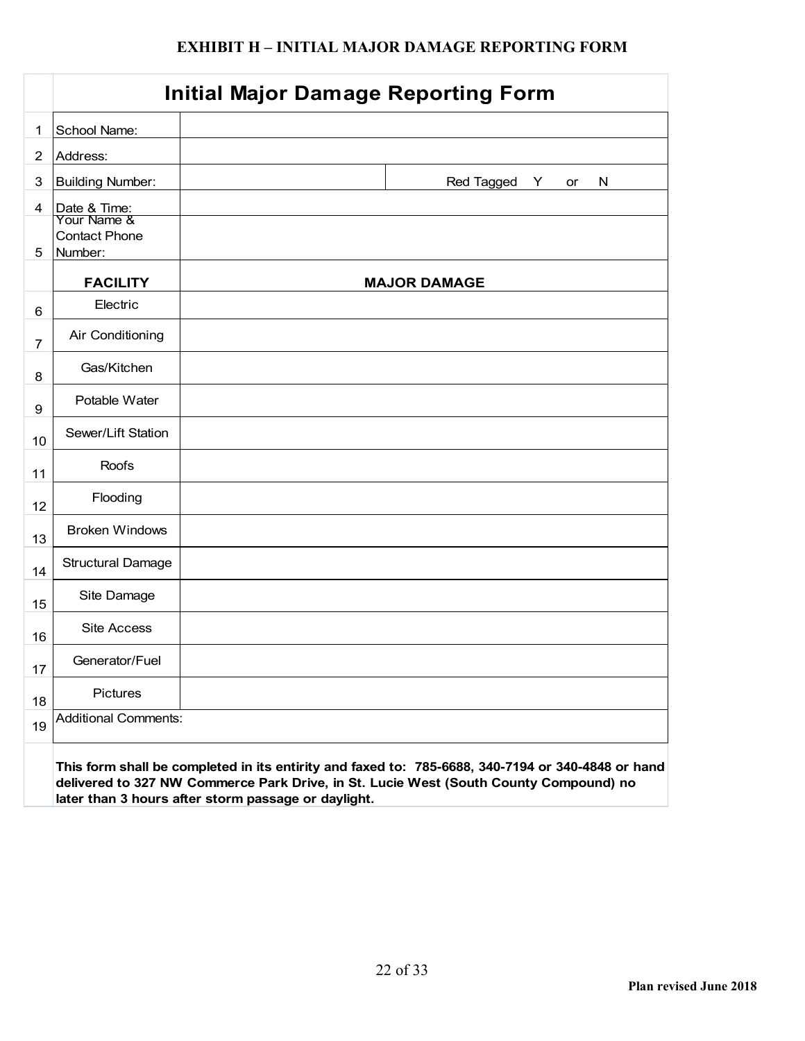## EXHIBIT H – INITIAL MAJOR DAMAGE REPORTING FORM

| | Initial Major Damage Reporting Form | | |
|---|---|---|---|
| 1 | School Name: | | |
| 2 | Address: | | |
| 3 | Building Number: | | Red Tagged Y or N |
| 4 | Date & Time: | | |
| 5 | Your Name & Contact Phone Number: | | |
| | **FACILITY** | **MAJOR DAMAGE** | |
| 6 | Electric | | |
| 7 | Air Conditioning | | |
| 8 | Gas/Kitchen | | |
| 9 | Potable Water | | |
| 10 | Sewer/Lift Station | | |
| 11 | Roofs | | |
| 12 | Flooding | | |
| 13 | Broken Windows | | |
| 14 | Structural Damage | | |
| 15 | Site Damage | | |
| 16 | Site Access | | |
| 17 | Generator/Fuel | | |
| 18 | Pictures | | |
| 19 | Additional Comments: | | |

**This form shall be completed in its entirity and faxed to: 785-6688, 340-7194 or 340-4848 or hand delivered to 327 NW Commerce Park Drive, in St. Lucie West (South County Compound) no later than 3 hours after storm passage or daylight.**

**Plan revised June 2018**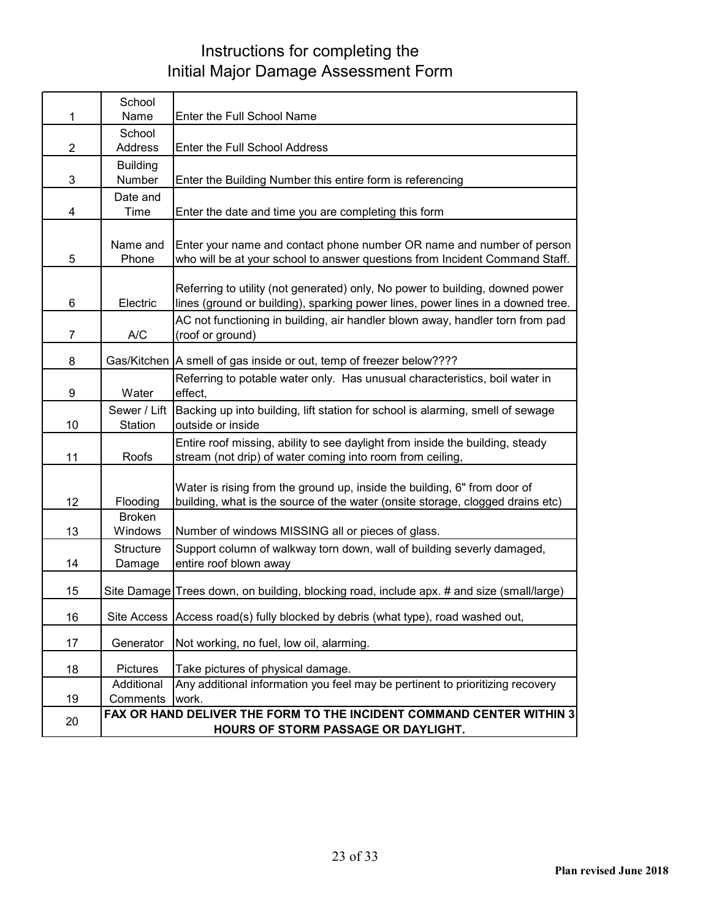# Instructions for completing the Initial Major Damage Assessment Form

| # | Item | Instructions |
|---|---|---|
| 1 | School Name | Enter the Full School Name |
| 2 | School Address | Enter the Full School Address |
| 3 | Building Number | Enter the Building Number this entire form is referencing |
| 4 | Date and Time | Enter the date and time you are completing this form |
| 5 | Name and Phone | Enter your name and contact phone number OR name and number of person who will be at your school to answer questions from Incident Command Staff. |
| 6 | Electric | Referring to utility (not generated) only, No power to building, downed power lines (ground or building), sparking power lines, power lines in a downed tree. |
| 7 | A/C | AC not functioning in building, air handler blown away, handler torn from pad (roof or ground) |
| 8 | Gas/Kitchen | A smell of gas inside or out, temp of freezer below???? |
| 9 | Water | Referring to potable water only. Has unusual characteristics, boil water in effect, |
| 10 | Sewer / Lift Station | Backing up into building, lift station for school is alarming, smell of sewage outside or inside |
| 11 | Roofs | Entire roof missing, ability to see daylight from inside the building, steady stream (not drip) of water coming into room from ceiling, |
| 12 | Flooding | Water is rising from the ground up, inside the building, 6" from door of building, what is the source of the water (onsite storage, clogged drains etc) |
| 13 | Broken Windows | Number of windows MISSING all or pieces of glass. |
| 14 | Structure Damage | Support column of walkway torn down, wall of building severly damaged, entire roof blown away |
| 15 | Site Damage | Trees down, on building, blocking road, include apx. # and size (small/large) |
| 16 | Site Access | Access road(s) fully blocked by debris (what type), road washed out, |
| 17 | Generator | Not working, no fuel, low oil, alarming. |
| 18 | Pictures | Take pictures of physical damage. |
| 19 | Additional Comments | Any additional information you feel may be pertinent to prioritizing recovery work. |
| 20 | **FAX OR HAND DELIVER THE FORM TO THE INCIDENT COMMAND CENTER WITHIN 3 HOURS OF STORM PASSAGE OR DAYLIGHT.** | |

Plan revised June 2018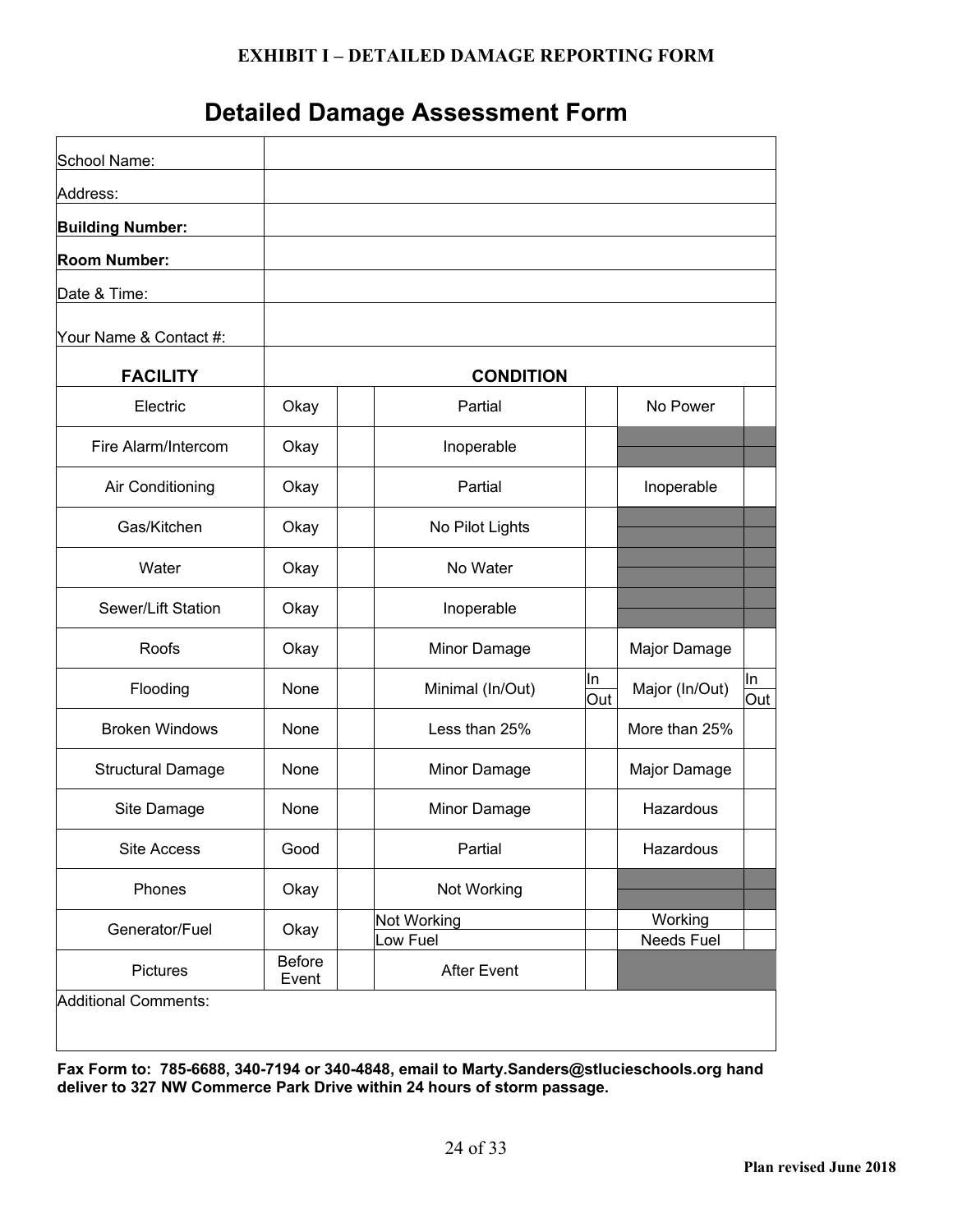**EXHIBIT I – DETAILED DAMAGE REPORTING FORM**

# Detailed Damage Assessment Form

| | |
|---|---|
| School Name: | |
| Address: | |
| **Building Number:** | |
| **Room Number:** | |
| Date & Time: | |
| Your Name & Contact #: | |

| **FACILITY** | **CONDITION** | | | | | |
|---|---|---|---|---|---|---|
| Electric | Okay | | Partial | | No Power | |
| Fire Alarm/Intercom | Okay | | Inoperable | | | |
| Air Conditioning | Okay | | Partial | | Inoperable | |
| Gas/Kitchen | Okay | | No Pilot Lights | | | |
| Water | Okay | | No Water | | | |
| Sewer/Lift Station | Okay | | Inoperable | | | |
| Roofs | Okay | | Minor Damage | | Major Damage | |
| Flooding | None | | Minimal (In/Out) | In / Out | Major (In/Out) | In / Out |
| Broken Windows | None | | Less than 25% | | More than 25% | |
| Structural Damage | None | | Minor Damage | | Major Damage | |
| Site Damage | None | | Minor Damage | | Hazardous | |
| Site Access | Good | | Partial | | Hazardous | |
| Phones | Okay | | Not Working | | | |
| Generator/Fuel | Okay | | Not Working | | Working | |
| | | | Low Fuel | | Needs Fuel | |
| Pictures | Before Event | | After Event | | | |

Additional Comments:

**Fax Form to: 785-6688, 340-7194 or 340-4848, email to Marty.Sanders@stlucieschools.org hand deliver to 327 NW Commerce Park Drive within 24 hours of storm passage.**

**Plan revised June 2018**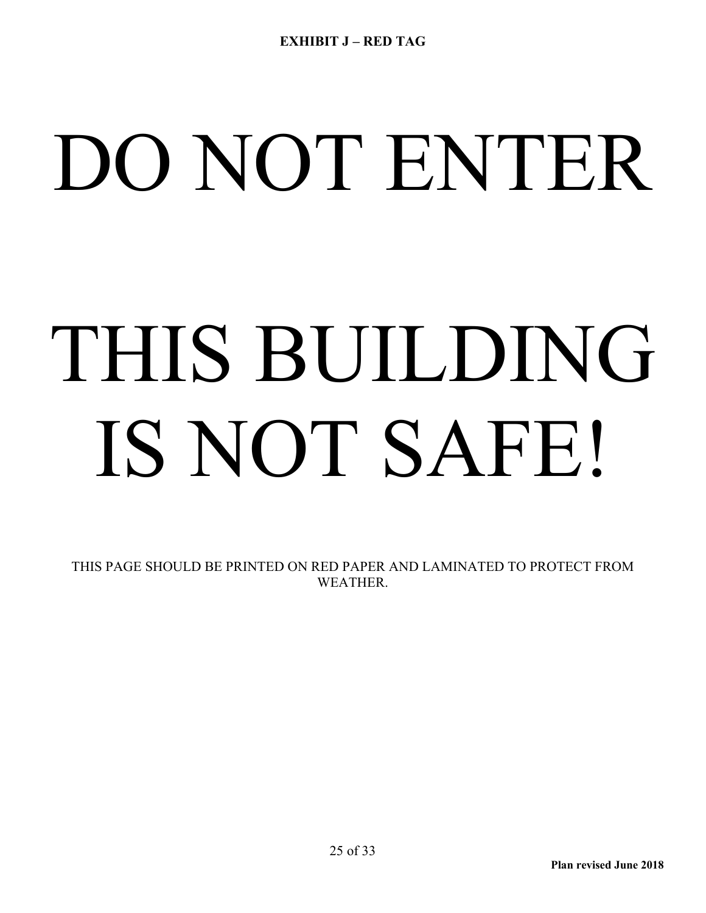**EXHIBIT J – RED TAG**

# DO NOT ENTER

# THIS BUILDING IS NOT SAFE!

THIS PAGE SHOULD BE PRINTED ON RED PAPER AND LAMINATED TO PROTECT FROM WEATHER.

**Plan revised June 2018**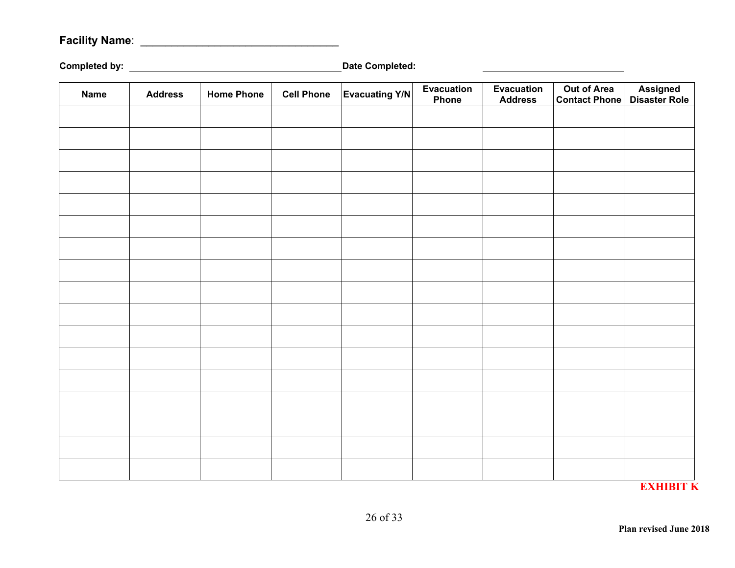**Facility Name**: ________________________________

**Completed by:** ________________________________ **Date Completed:** ____________________

| Name | Address | Home Phone | Cell Phone | Evacuating Y/N | Evacuation Phone | Evacuation Address | Out of Area Contact Phone | Assigned Disaster Role |
|---|---|---|---|---|---|---|---|---|
| | | | | | | | | |
| | | | | | | | | |
| | | | | | | | | |
| | | | | | | | | |
| | | | | | | | | |
| | | | | | | | | |
| | | | | | | | | |
| | | | | | | | | |
| | | | | | | | | |
| | | | | | | | | |
| | | | | | | | | |
| | | | | | | | | |
| | | | | | | | | |
| | | | | | | | | |
| | | | | | | | | |
| | | | | | | | | |
| | | | | | | | | |

**EXHIBIT K**

**Plan revised June 2018**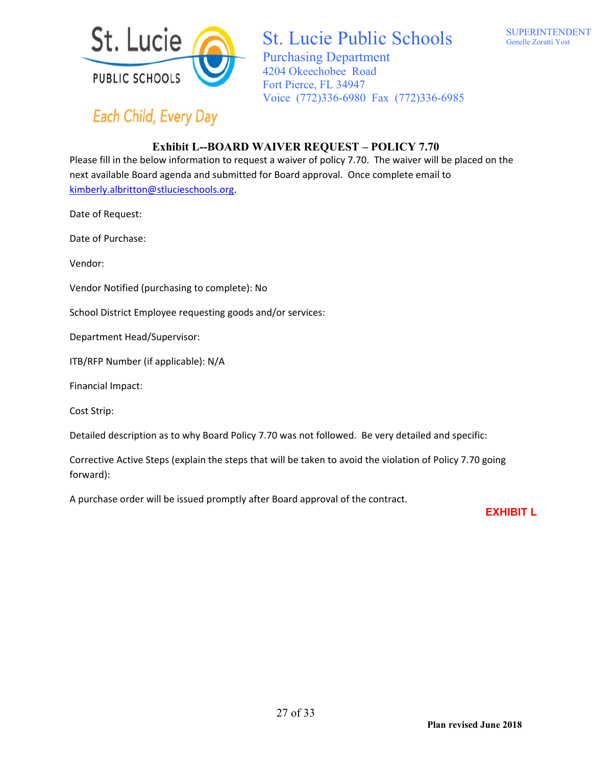St. Lucie Public Schools
Purchasing Department
4204 Okeechobee Road
Fort Pierce, FL 34947
Voice (772)336-6980 Fax (772)336-6985

SUPERINTENDENT
Genelle Zoratti Yost

Each Child, Every Day

## Exhibit L--BOARD WAIVER REQUEST – POLICY 7.70

Please fill in the below information to request a waiver of policy 7.70. The waiver will be placed on the next available Board agenda and submitted for Board approval. Once complete email to kimberly.albritton@stlucieschools.org.

Date of Request:

Date of Purchase:

Vendor:

Vendor Notified (purchasing to complete): No

School District Employee requesting goods and/or services:

Department Head/Supervisor:

ITB/RFP Number (if applicable): N/A

Financial Impact:

Cost Strip:

Detailed description as to why Board Policy 7.70 was not followed. Be very detailed and specific:

Corrective Active Steps (explain the steps that will be taken to avoid the violation of Policy 7.70 going forward):

A purchase order will be issued promptly after Board approval of the contract.

**EXHIBIT L**

**Plan revised June 2018**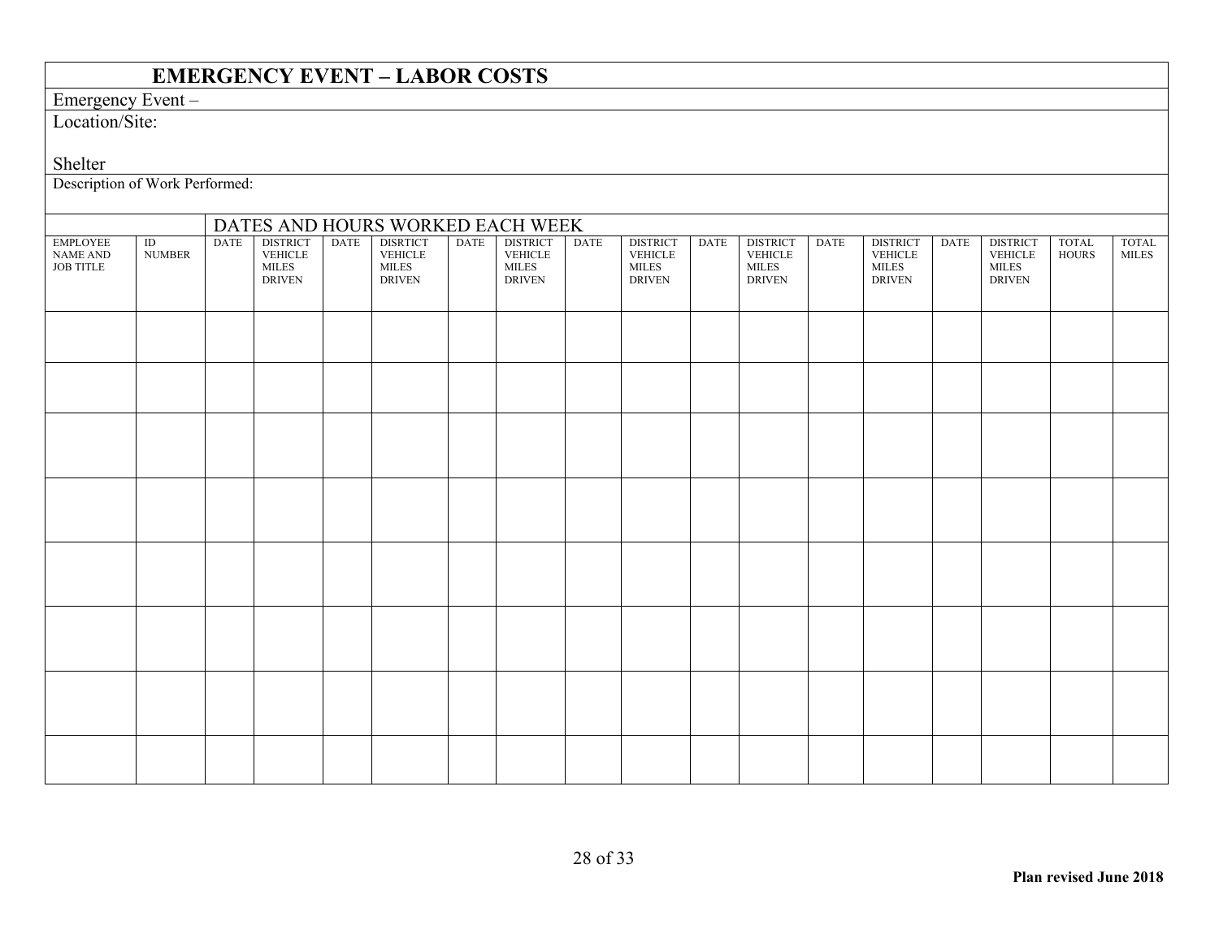# EMERGENCY EVENT – LABOR COSTS

Emergency Event –

Location/Site:

Shelter

Description of Work Performed:

| | | DATES AND HOURS WORKED EACH WEEK | | | | | | | | | | | | | | | |
|---|---|---|---|---|---|---|---|---|---|---|---|---|---|---|---|---|---|
| EMPLOYEE NAME AND JOB TITLE | ID NUMBER | DATE | DISTRICT VEHICLE MILES DRIVEN | DATE | DISRTICT VEHICLE MILES DRIVEN | DATE | DISTRICT VEHICLE MILES DRIVEN | DATE | DISTRICT VEHICLE MILES DRIVEN | DATE | DISTRICT VEHICLE MILES DRIVEN | DATE | DISTRICT VEHICLE MILES DRIVEN | DATE | DISTRICT VEHICLE MILES DRIVEN | TOTAL HOURS | TOTAL MILES |
| | | | | | | | | | | | | | | | | | |
| | | | | | | | | | | | | | | | | | |
| | | | | | | | | | | | | | | | | | |
| | | | | | | | | | | | | | | | | | |
| | | | | | | | | | | | | | | | | | |
| | | | | | | | | | | | | | | | | | |
| | | | | | | | | | | | | | | | | | |
| | | | | | | | | | | | | | | | | | |

**Plan revised June 2018**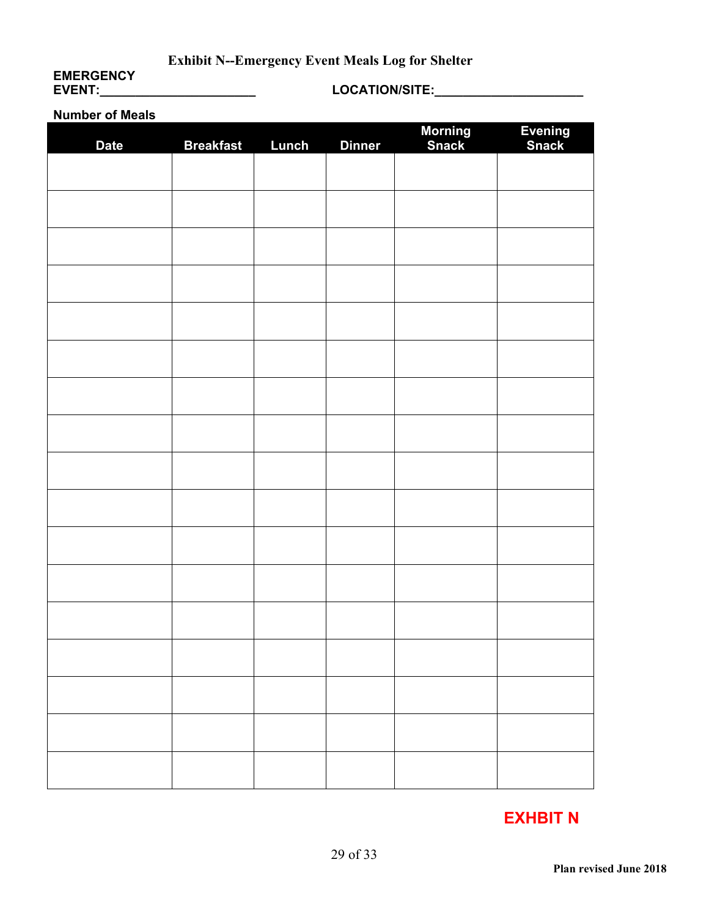**Exhibit N--Emergency Event Meals Log for Shelter**

**EMERGENCY EVENT:______________________** **LOCATION/SITE:____________________**

**Number of Meals**

| Date | Breakfast | Lunch | Dinner | Morning Snack | Evening Snack |
|---|---|---|---|---|---|
| | | | | | |
| | | | | | |
| | | | | | |
| | | | | | |
| | | | | | |
| | | | | | |
| | | | | | |
| | | | | | |
| | | | | | |
| | | | | | |
| | | | | | |
| | | | | | |
| | | | | | |
| | | | | | |
| | | | | | |
| | | | | | |
| | | | | | |

**EXHBIT N**

**Plan revised June 2018**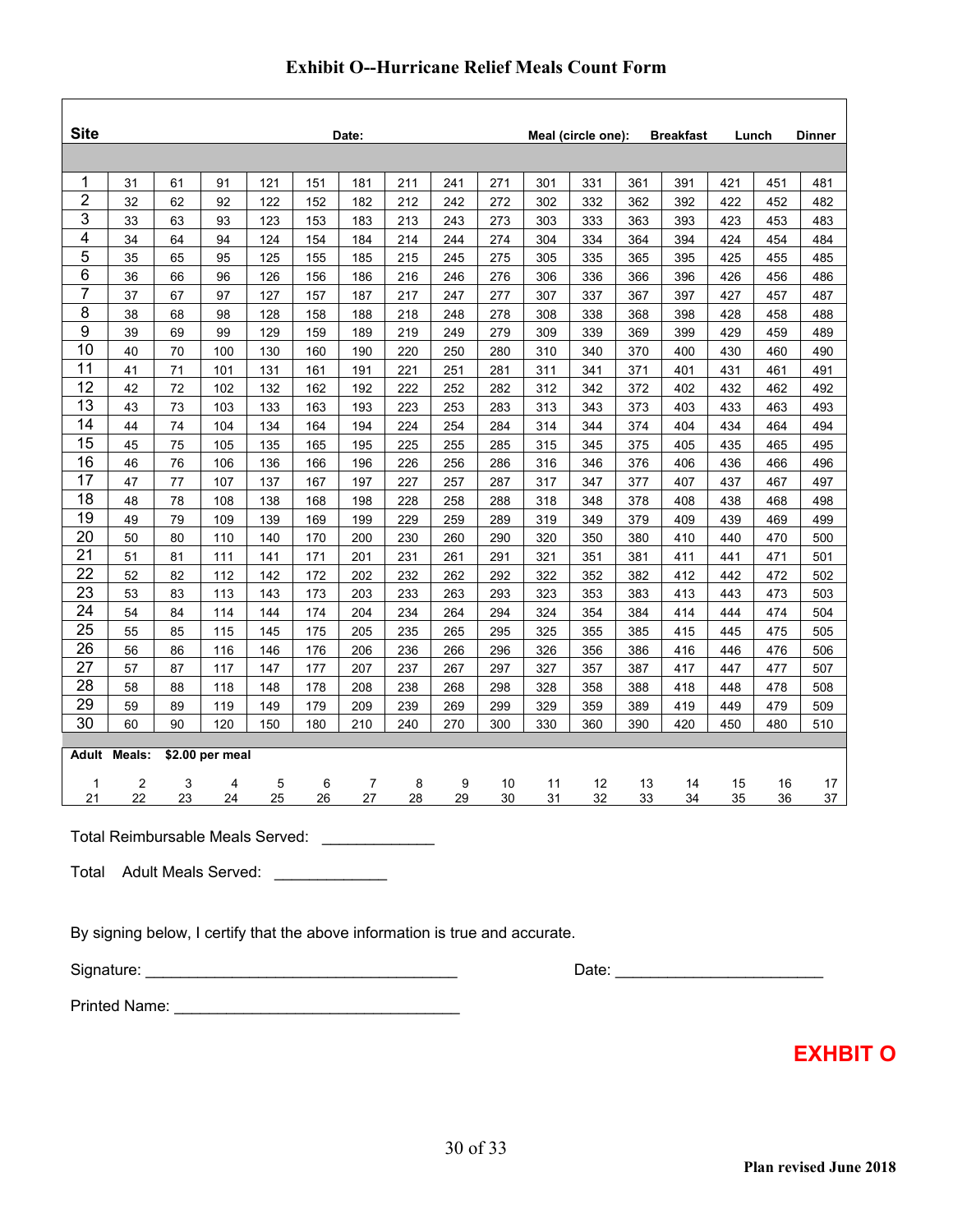# Exhibit O--Hurricane Relief Meals Count Form

| Site | | | | | | Date: | | | | | Meal (circle one): | | Breakfast | | Lunch | Dinner |
|---|---|---|---|---|---|---|---|---|---|---|---|---|---|---|---|---|
| | | | | | | | | | | | | | | | | |
| 1 | 31 | 61 | 91 | 121 | 151 | 181 | 211 | 241 | 271 | 301 | 331 | 361 | 391 | 421 | 451 | 481 |
| 2 | 32 | 62 | 92 | 122 | 152 | 182 | 212 | 242 | 272 | 302 | 332 | 362 | 392 | 422 | 452 | 482 |
| 3 | 33 | 63 | 93 | 123 | 153 | 183 | 213 | 243 | 273 | 303 | 333 | 363 | 393 | 423 | 453 | 483 |
| 4 | 34 | 64 | 94 | 124 | 154 | 184 | 214 | 244 | 274 | 304 | 334 | 364 | 394 | 424 | 454 | 484 |
| 5 | 35 | 65 | 95 | 125 | 155 | 185 | 215 | 245 | 275 | 305 | 335 | 365 | 395 | 425 | 455 | 485 |
| 6 | 36 | 66 | 96 | 126 | 156 | 186 | 216 | 246 | 276 | 306 | 336 | 366 | 396 | 426 | 456 | 486 |
| 7 | 37 | 67 | 97 | 127 | 157 | 187 | 217 | 247 | 277 | 307 | 337 | 367 | 397 | 427 | 457 | 487 |
| 8 | 38 | 68 | 98 | 128 | 158 | 188 | 218 | 248 | 278 | 308 | 338 | 368 | 398 | 428 | 458 | 488 |
| 9 | 39 | 69 | 99 | 129 | 159 | 189 | 219 | 249 | 279 | 309 | 339 | 369 | 399 | 429 | 459 | 489 |
| 10 | 40 | 70 | 100 | 130 | 160 | 190 | 220 | 250 | 280 | 310 | 340 | 370 | 400 | 430 | 460 | 490 |
| 11 | 41 | 71 | 101 | 131 | 161 | 191 | 221 | 251 | 281 | 311 | 341 | 371 | 401 | 431 | 461 | 491 |
| 12 | 42 | 72 | 102 | 132 | 162 | 192 | 222 | 252 | 282 | 312 | 342 | 372 | 402 | 432 | 462 | 492 |
| 13 | 43 | 73 | 103 | 133 | 163 | 193 | 223 | 253 | 283 | 313 | 343 | 373 | 403 | 433 | 463 | 493 |
| 14 | 44 | 74 | 104 | 134 | 164 | 194 | 224 | 254 | 284 | 314 | 344 | 374 | 404 | 434 | 464 | 494 |
| 15 | 45 | 75 | 105 | 135 | 165 | 195 | 225 | 255 | 285 | 315 | 345 | 375 | 405 | 435 | 465 | 495 |
| 16 | 46 | 76 | 106 | 136 | 166 | 196 | 226 | 256 | 286 | 316 | 346 | 376 | 406 | 436 | 466 | 496 |
| 17 | 47 | 77 | 107 | 137 | 167 | 197 | 227 | 257 | 287 | 317 | 347 | 377 | 407 | 437 | 467 | 497 |
| 18 | 48 | 78 | 108 | 138 | 168 | 198 | 228 | 258 | 288 | 318 | 348 | 378 | 408 | 438 | 468 | 498 |
| 19 | 49 | 79 | 109 | 139 | 169 | 199 | 229 | 259 | 289 | 319 | 349 | 379 | 409 | 439 | 469 | 499 |
| 20 | 50 | 80 | 110 | 140 | 170 | 200 | 230 | 260 | 290 | 320 | 350 | 380 | 410 | 440 | 470 | 500 |
| 21 | 51 | 81 | 111 | 141 | 171 | 201 | 231 | 261 | 291 | 321 | 351 | 381 | 411 | 441 | 471 | 501 |
| 22 | 52 | 82 | 112 | 142 | 172 | 202 | 232 | 262 | 292 | 322 | 352 | 382 | 412 | 442 | 472 | 502 |
| 23 | 53 | 83 | 113 | 143 | 173 | 203 | 233 | 263 | 293 | 323 | 353 | 383 | 413 | 443 | 473 | 503 |
| 24 | 54 | 84 | 114 | 144 | 174 | 204 | 234 | 264 | 294 | 324 | 354 | 384 | 414 | 444 | 474 | 504 |
| 25 | 55 | 85 | 115 | 145 | 175 | 205 | 235 | 265 | 295 | 325 | 355 | 385 | 415 | 445 | 475 | 505 |
| 26 | 56 | 86 | 116 | 146 | 176 | 206 | 236 | 266 | 296 | 326 | 356 | 386 | 416 | 446 | 476 | 506 |
| 27 | 57 | 87 | 117 | 147 | 177 | 207 | 237 | 267 | 297 | 327 | 357 | 387 | 417 | 447 | 477 | 507 |
| 28 | 58 | 88 | 118 | 148 | 178 | 208 | 238 | 268 | 298 | 328 | 358 | 388 | 418 | 448 | 478 | 508 |
| 29 | 59 | 89 | 119 | 149 | 179 | 209 | 239 | 269 | 299 | 329 | 359 | 389 | 419 | 449 | 479 | 509 |
| 30 | 60 | 90 | 120 | 150 | 180 | 210 | 240 | 270 | 300 | 330 | 360 | 390 | 420 | 450 | 480 | 510 |
| | | | | | | | | | | | | | | | | |
| **Adult Meals:** | | **$2.00 per meal** | | | | | | | | | | | | | | |
| 1 | 2 | 3 | 4 | 5 | 6 | 7 | 8 | 9 | 10 | 11 | 12 | 13 | 14 | 15 | 16 | 17 |
| 21 | 22 | 23 | 24 | 25 | 26 | 27 | 28 | 29 | 30 | 31 | 32 | 33 | 34 | 35 | 36 | 37 |

Total Reimbursable Meals Served: ____________

Total Adult Meals Served: ____________

By signing below, I certify that the above information is true and accurate.

Signature: ___________________________________ Date: _______________________

Printed Name: ________________________________

**EXHIBIT O**

**Plan revised June 2018**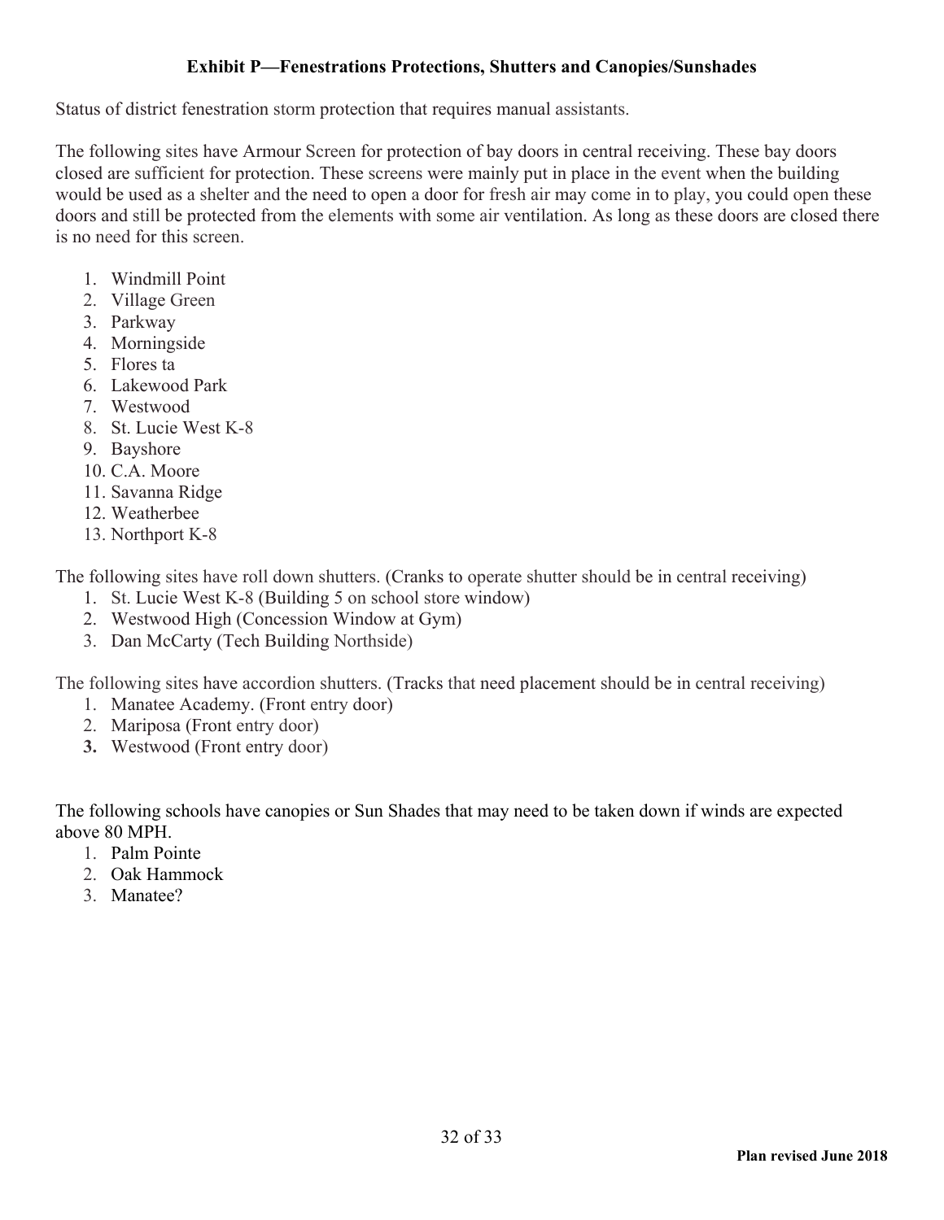**Exhibit P—Fenestrations Protections, Shutters and Canopies/Sunshades**

Status of district fenestration storm protection that requires manual assistants.

The following sites have Armour Screen for protection of bay doors in central receiving. These bay doors closed are sufficient for protection. These screens were mainly put in place in the event when the building would be used as a shelter and the need to open a door for fresh air may come in to play, you could open these doors and still be protected from the elements with some air ventilation. As long as these doors are closed there is no need for this screen.

1. Windmill Point
2. Village Green
3. Parkway
4. Morningside
5. Flores ta
6. Lakewood Park
7. Westwood
8. St. Lucie West K-8
9. Bayshore
10. C.A. Moore
11. Savanna Ridge
12. Weatherbee
13. Northport K-8

The following sites have roll down shutters. (Cranks to operate shutter should be in central receiving)

1. St. Lucie West K-8 (Building 5 on school store window)
2. Westwood High (Concession Window at Gym)
3. Dan McCarty (Tech Building Northside)

The following sites have accordion shutters. (Tracks that need placement should be in central receiving)

1. Manatee Academy. (Front entry door)
2. Mariposa (Front entry door)
3. Westwood (Front entry door)

The following schools have canopies or Sun Shades that may need to be taken down if winds are expected above 80 MPH.

1. Palm Pointe
2. Oak Hammock
3. Manatee?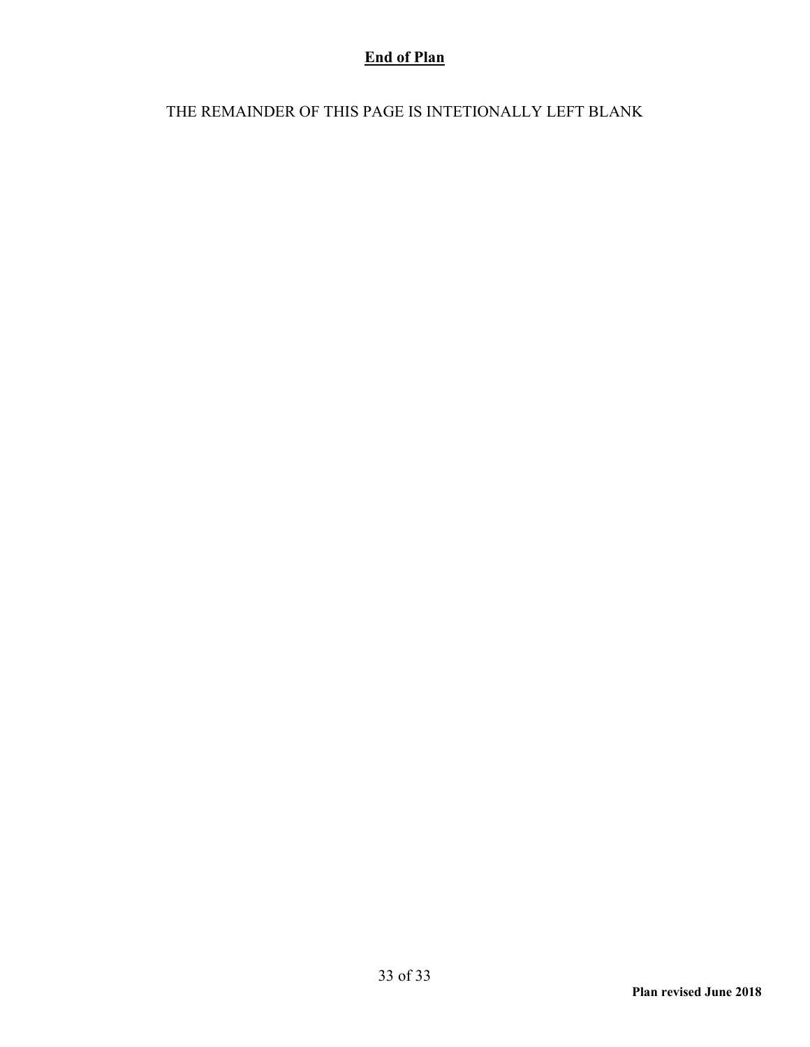**End of Plan**

THE REMAINDER OF THIS PAGE IS INTETIONALLY LEFT BLANK

**Plan revised June 2018**